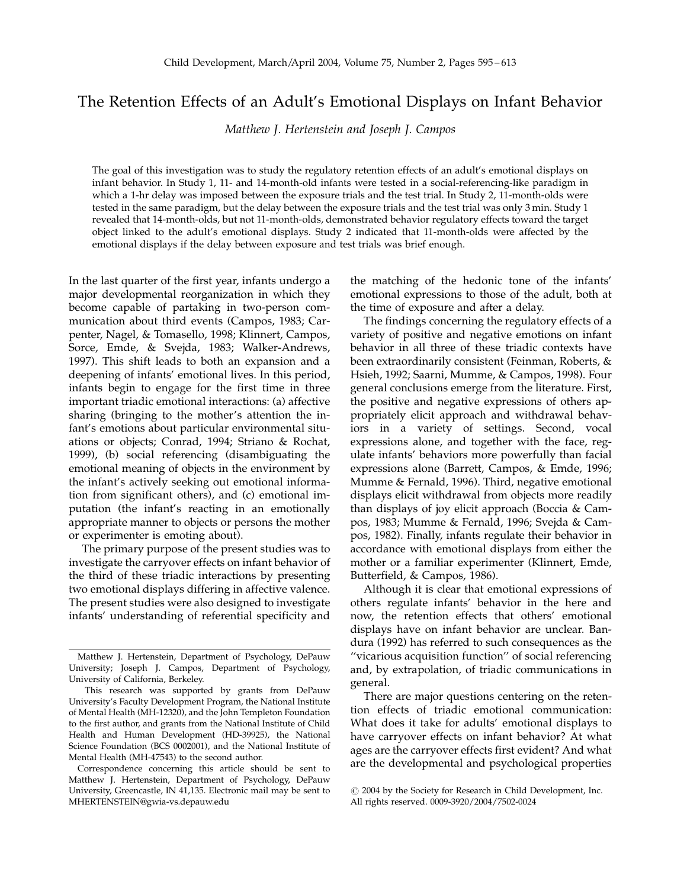# The Retention Effects of an Adult's Emotional Displays on Infant Behavior

*Matthew J. Hertenstein and Joseph J. Campos*

The goal of this investigation was to study the regulatory retention effects of an adult's emotional displays on infant behavior. In Study 1, 11- and 14-month-old infants were tested in a social-referencing-like paradigm in which a 1-hr delay was imposed between the exposure trials and the test trial. In Study 2, 11-month-olds were tested in the same paradigm, but the delay between the exposure trials and the test trial was only 3 min. Study 1 revealed that 14-month-olds, but not 11-month-olds, demonstrated behavior regulatory effects toward the target object linked to the adult's emotional displays. Study 2 indicated that 11-month-olds were affected by the emotional displays if the delay between exposure and test trials was brief enough.

In the last quarter of the first year, infants undergo a major developmental reorganization in which they become capable of partaking in two-person communication about third events (Campos, 1983; Carpenter, Nagel, & Tomasello, 1998; Klinnert, Campos, Sorce, Emde, & Svejda, 1983; Walker-Andrews, 1997). This shift leads to both an expansion and a deepening of infants' emotional lives. In this period, infants begin to engage for the first time in three important triadic emotional interactions: (a) affective sharing (bringing to the mother's attention the infant's emotions about particular environmental situations or objects; Conrad, 1994; Striano & Rochat, 1999), (b) social referencing (disambiguating the emotional meaning of objects in the environment by the infant's actively seeking out emotional information from significant others), and (c) emotional imputation (the infant's reacting in an emotionally appropriate manner to objects or persons the mother or experimenter is emoting about).

The primary purpose of the present studies was to investigate the carryover effects on infant behavior of the third of these triadic interactions by presenting two emotional displays differing in affective valence. The present studies were also designed to investigate infants' understanding of referential specificity and the matching of the hedonic tone of the infants' emotional expressions to those of the adult, both at the time of exposure and after a delay.

The findings concerning the regulatory effects of a variety of positive and negative emotions on infant behavior in all three of these triadic contexts have been extraordinarily consistent (Feinman, Roberts, & Hsieh, 1992; Saarni, Mumme, & Campos, 1998). Four general conclusions emerge from the literature. First, the positive and negative expressions of others appropriately elicit approach and withdrawal behaviors in a variety of settings. Second, vocal expressions alone, and together with the face, regulate infants' behaviors more powerfully than facial expressions alone (Barrett, Campos, & Emde, 1996; Mumme & Fernald, 1996). Third, negative emotional displays elicit withdrawal from objects more readily than displays of joy elicit approach (Boccia & Campos, 1983; Mumme & Fernald, 1996; Svejda & Campos, 1982). Finally, infants regulate their behavior in accordance with emotional displays from either the mother or a familiar experimenter (Klinnert, Emde, Butterfield, & Campos, 1986).

Although it is clear that emotional expressions of others regulate infants' behavior in the here and now, the retention effects that others' emotional displays have on infant behavior are unclear. Bandura (1992) has referred to such consequences as the "vicarious acquisition function" of social referencing and, by extrapolation, of triadic communications in general.

There are major questions centering on the retention effects of triadic emotional communication: What does it take for adults' emotional displays to have carryover effects on infant behavior? At what ages are the carryover effects first evident? And what are the developmental and psychological properties

Matthew J. Hertenstein, Department of Psychology, DePauw University; Joseph J. Campos, Department of Psychology, University of California, Berkeley.

This research was supported by grants from DePauw University's Faculty Development Program, the National Institute of Mental Health (MH-12320), and the John Templeton Foundation to the first author, and grants from the National Institute of Child Health and Human Development (HD-39925), the National Science Foundation (BCS 0002001), and the National Institute of Mental Health (MH-47543) to the second author.

Correspondence concerning this article should be sent to Matthew J. Hertenstein, Department of Psychology, DePauw University, Greencastle, IN 41,135. Electronic mail may be sent to MHERTENSTEIN@gwia-vs.depauw.edu

© 2004 by the Society for Research in Child Development, Inc. All rights reserved. 0009-3920/2004/7502-0024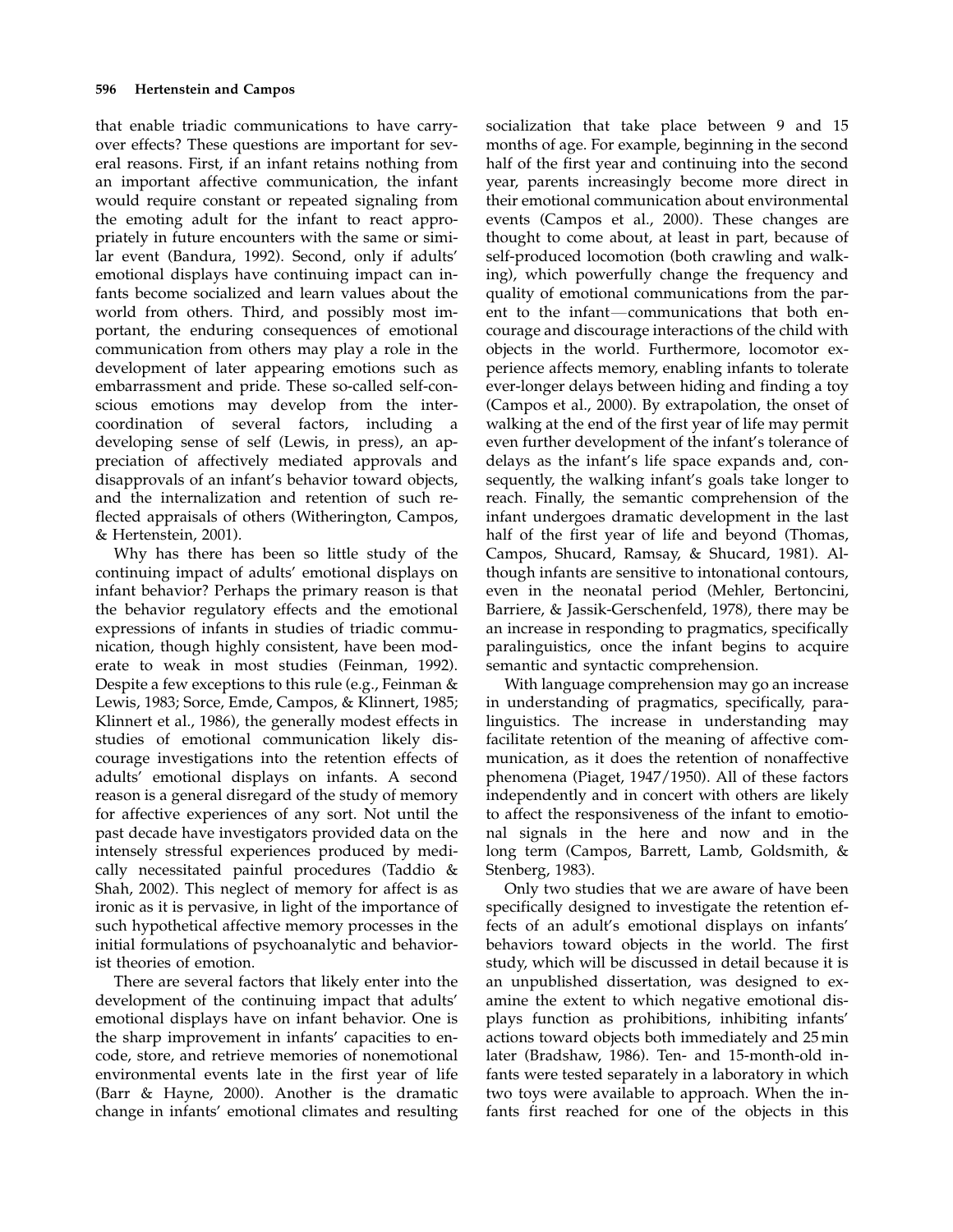that enable triadic communications to have carryover effects? These questions are important for several reasons. First, if an infant retains nothing from an important affective communication, the infant would require constant or repeated signaling from the emoting adult for the infant to react appropriately in future encounters with the same or similar event (Bandura, 1992). Second, only if adults' emotional displays have continuing impact can infants become socialized and learn values about the world from others. Third, and possibly most important, the enduring consequences of emotional communication from others may play a role in the development of later appearing emotions such as embarrassment and pride. These so-called self-conscious emotions may develop from the intercoordination of several factors, including a developing sense of self (Lewis, in press), an appreciation of affectively mediated approvals and disapprovals of an infant's behavior toward objects, and the internalization and retention of such reflected appraisals of others (Witherington, Campos, & Hertenstein, 2001).

Why has there has been so little study of the continuing impact of adults' emotional displays on infant behavior? Perhaps the primary reason is that the behavior regulatory effects and the emotional expressions of infants in studies of triadic communication, though highly consistent, have been moderate to weak in most studies (Feinman, 1992). Despite a few exceptions to this rule (e.g., Feinman & Lewis, 1983; Sorce, Emde, Campos, & Klinnert, 1985; Klinnert et al., 1986), the generally modest effects in studies of emotional communication likely discourage investigations into the retention effects of adults' emotional displays on infants. A second reason is a general disregard of the study of memory for affective experiences of any sort. Not until the past decade have investigators provided data on the intensely stressful experiences produced by medically necessitated painful procedures (Taddio & Shah, 2002). This neglect of memory for affect is as ironic as it is pervasive, in light of the importance of such hypothetical affective memory processes in the initial formulations of psychoanalytic and behaviorist theories of emotion.

There are several factors that likely enter into the development of the continuing impact that adults' emotional displays have on infant behavior. One is the sharp improvement in infants' capacities to encode, store, and retrieve memories of nonemotional environmental events late in the first year of life (Barr & Hayne, 2000). Another is the dramatic change in infants' emotional climates and resulting socialization that take place between 9 and 15 months of age. For example, beginning in the second half of the first year and continuing into the second year, parents increasingly become more direct in their emotional communication about environmental events (Campos et al., 2000). These changes are thought to come about, at least in part, because of self-produced locomotion (both crawling and walking), which powerfully change the frequency and quality of emotional communications from the parent to the infant—communications that both encourage and discourage interactions of the child with objects in the world. Furthermore, locomotor experience affects memory, enabling infants to tolerate ever-longer delays between hiding and finding a toy (Campos et al., 2000). By extrapolation, the onset of walking at the end of the first year of life may permit even further development of the infant's tolerance of delays as the infant's life space expands and, consequently, the walking infant's goals take longer to reach. Finally, the semantic comprehension of the infant undergoes dramatic development in the last half of the first year of life and beyond (Thomas, Campos, Shucard, Ramsay, & Shucard, 1981). Although infants are sensitive to intonational contours, even in the neonatal period (Mehler, Bertoncini, Barriere, & Jassik-Gerschenfeld, 1978), there may be an increase in responding to pragmatics, specifically paralinguistics, once the infant begins to acquire semantic and syntactic comprehension.

With language comprehension may go an increase in understanding of pragmatics, specifically, paralinguistics. The increase in understanding may facilitate retention of the meaning of affective communication, as it does the retention of nonaffective phenomena (Piaget, 1947/1950). All of these factors independently and in concert with others are likely to affect the responsiveness of the infant to emotional signals in the here and now and in the long term (Campos, Barrett, Lamb, Goldsmith, & Stenberg, 1983).

Only two studies that we are aware of have been specifically designed to investigate the retention effects of an adult's emotional displays on infants' behaviors toward objects in the world. The first study, which will be discussed in detail because it is an unpublished dissertation, was designed to examine the extent to which negative emotional displays function as prohibitions, inhibiting infants' actions toward objects both immediately and 25 min later (Bradshaw, 1986). Ten- and 15-month-old infants were tested separately in a laboratory in which two toys were available to approach. When the infants first reached for one of the objects in this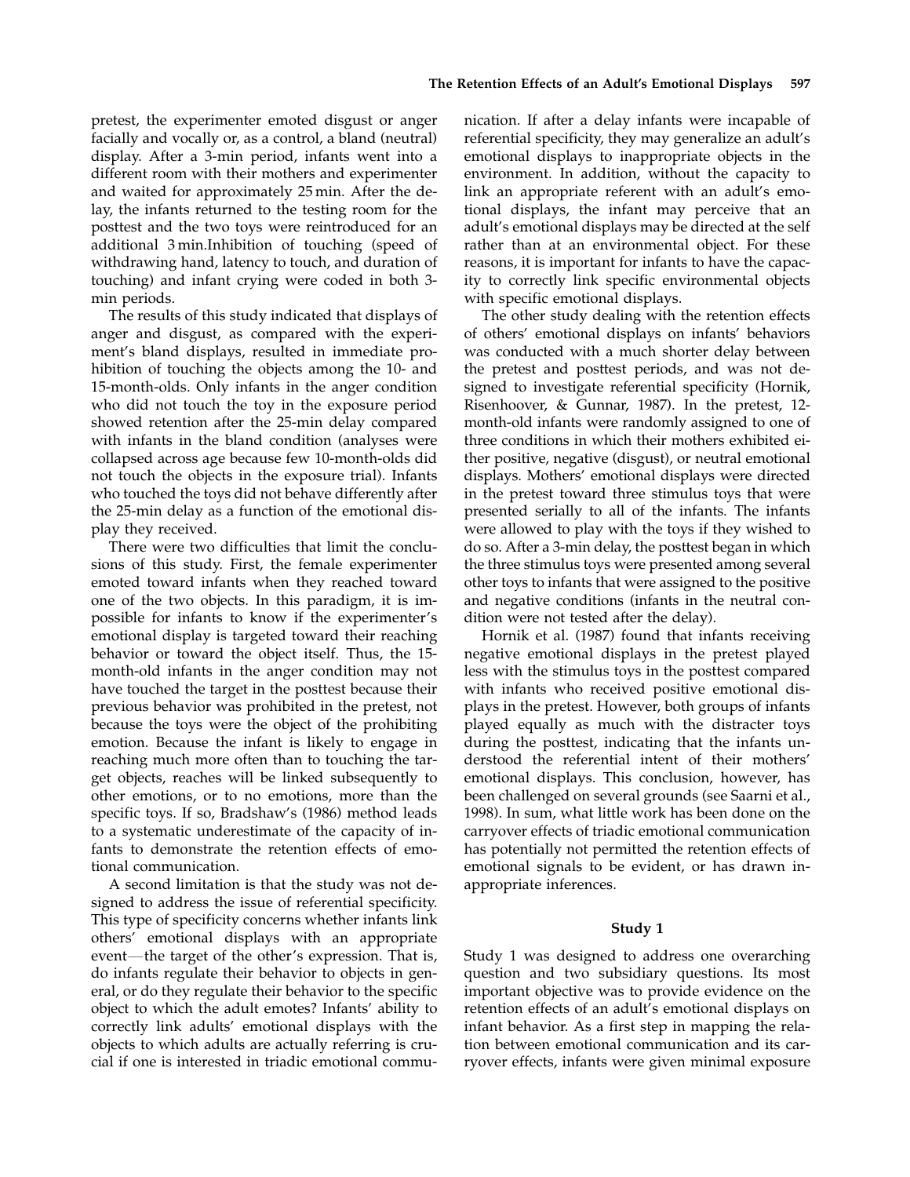pretest, the experimenter emoted disgust or anger facially and vocally or, as a control, a bland (neutral) display. After a 3-min period, infants went into a different room with their mothers and experimenter and waited for approximately 25 min. After the delay, the infants returned to the testing room for the posttest and the two toys were reintroduced for an additional 3 min.Inhibition of touching (speed of withdrawing hand, latency to touch, and duration of touching) and infant crying were coded in both 3-min periods.

The results of this study indicated that displays of anger and disgust, as compared with the experiment's bland displays, resulted in immediate prohibition of touching the objects among the 10- and 15-month-olds. Only infants in the anger condition who did not touch the toy in the exposure period showed retention after the 25-min delay compared with infants in the bland condition (analyses were collapsed across age because few 10-month-olds did not touch the objects in the exposure trial). Infants who touched the toys did not behave differently after the 25-min delay as a function of the emotional display they received.

There were two difficulties that limit the conclusions of this study. First, the female experimenter emoted toward infants when they reached toward one of the two objects. In this paradigm, it is impossible for infants to know if the experimenter's emotional display is targeted toward their reaching behavior or toward the object itself. Thus, the 15-month-old infants in the anger condition may not have touched the target in the posttest because their previous behavior was prohibited in the pretest, not because the toys were the object of the prohibiting emotion. Because the infant is likely to engage in reaching much more often than to touching the target objects, reaches will be linked subsequently to other emotions, or to no emotions, more than the specific toys. If so, Bradshaw's (1986) method leads to a systematic underestimate of the capacity of infants to demonstrate the retention effects of emotional communication.

A second limitation is that the study was not designed to address the issue of referential specificity. This type of specificity concerns whether infants link others' emotional displays with an appropriate event—the target of the other's expression. That is, do infants regulate their behavior to objects in general, or do they regulate their behavior to the specific object to which the adult emotes? Infants' ability to correctly link adults' emotional displays with the objects to which adults are actually referring is crucial if one is interested in triadic emotional communication. If after a delay infants were incapable of referential specificity, they may generalize an adult's emotional displays to inappropriate objects in the environment. In addition, without the capacity to link an appropriate referent with an adult's emotional displays, the infant may perceive that an adult's emotional displays may be directed at the self rather than at an environmental object. For these reasons, it is important for infants to have the capacity to correctly link specific environmental objects with specific emotional displays.

The other study dealing with the retention effects of others' emotional displays on infants' behaviors was conducted with a much shorter delay between the pretest and posttest periods, and was not designed to investigate referential specificity (Hornik, Risenhoover, & Gunnar, 1987). In the pretest, 12-month-old infants were randomly assigned to one of three conditions in which their mothers exhibited either positive, negative (disgust), or neutral emotional displays. Mothers' emotional displays were directed in the pretest toward three stimulus toys that were presented serially to all of the infants. The infants were allowed to play with the toys if they wished to do so. After a 3-min delay, the posttest began in which the three stimulus toys were presented among several other toys to infants that were assigned to the positive and negative conditions (infants in the neutral condition were not tested after the delay).

Hornik et al. (1987) found that infants receiving negative emotional displays in the pretest played less with the stimulus toys in the posttest compared with infants who received positive emotional displays in the pretest. However, both groups of infants played equally as much with the distracter toys during the posttest, indicating that the infants understood the referential intent of their mothers' emotional displays. This conclusion, however, has been challenged on several grounds (see Saarni et al., 1998). In sum, what little work has been done on the carryover effects of triadic emotional communication has potentially not permitted the retention effects of emotional signals to be evident, or has drawn inappropriate inferences.

## Study 1

Study 1 was designed to address one overarching question and two subsidiary questions. Its most important objective was to provide evidence on the retention effects of an adult's emotional displays on infant behavior. As a first step in mapping the relation between emotional communication and its carryover effects, infants were given minimal exposure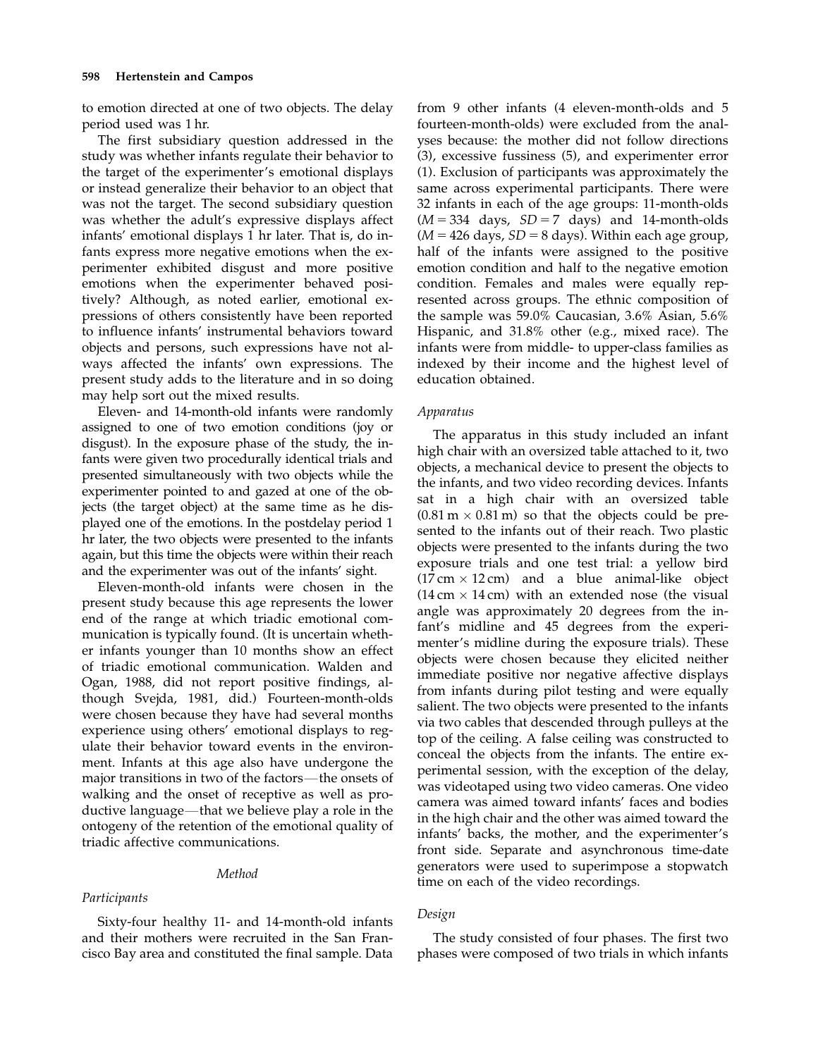to emotion directed at one of two objects. The delay period used was 1 hr.

The first subsidiary question addressed in the study was whether infants regulate their behavior to the target of the experimenter's emotional displays or instead generalize their behavior to an object that was not the target. The second subsidiary question was whether the adult's expressive displays affect infants' emotional displays 1 hr later. That is, do infants express more negative emotions when the experimenter exhibited disgust and more positive emotions when the experimenter behaved positively? Although, as noted earlier, emotional expressions of others consistently have been reported to influence infants' instrumental behaviors toward objects and persons, such expressions have not always affected the infants' own expressions. The present study adds to the literature and in so doing may help sort out the mixed results.

Eleven- and 14-month-old infants were randomly assigned to one of two emotion conditions (joy or disgust). In the exposure phase of the study, the infants were given two procedurally identical trials and presented simultaneously with two objects while the experimenter pointed to and gazed at one of the objects (the target object) at the same time as he displayed one of the emotions. In the postdelay period 1 hr later, the two objects were presented to the infants again, but this time the objects were within their reach and the experimenter was out of the infants' sight.

Eleven-month-old infants were chosen in the present study because this age represents the lower end of the range at which triadic emotional communication is typically found. (It is uncertain whether infants younger than 10 months show an effect of triadic emotional communication. Walden and Ogan, 1988, did not report positive findings, although Svejda, 1981, did.) Fourteen-month-olds were chosen because they have had several months experience using others' emotional displays to regulate their behavior toward events in the environment. Infants at this age also have undergone the major transitions in two of the factors—the onsets of walking and the onset of receptive as well as productive language—that we believe play a role in the ontogeny of the retention of the emotional quality of triadic affective communications.

## Method

### *Participants*

Sixty-four healthy 11- and 14-month-old infants and their mothers were recruited in the San Francisco Bay area and constituted the final sample. Data from 9 other infants (4 eleven-month-olds and 5 fourteen-month-olds) were excluded from the analyses because: the mother did not follow directions (3), excessive fussiness (5), and experimenter error (1). Exclusion of participants was approximately the same across experimental participants. There were 32 infants in each of the age groups: 11-month-olds ($M = 334$ days, $SD = 7$ days) and 14-month-olds ($M = 426$ days, $SD = 8$ days). Within each age group, half of the infants were assigned to the positive emotion condition and half to the negative emotion condition. Females and males were equally represented across groups. The ethnic composition of the sample was 59.0% Caucasian, 3.6% Asian, 5.6% Hispanic, and 31.8% other (e.g., mixed race). The infants were from middle- to upper-class families as indexed by their income and the highest level of education obtained.

### *Apparatus*

The apparatus in this study included an infant high chair with an oversized table attached to it, two objects, a mechanical device to present the objects to the infants, and two video recording devices. Infants sat in a high chair with an oversized table ($0.81\,\text{m} \times 0.81\,\text{m}$) so that the objects could be presented to the infants out of their reach. Two plastic objects were presented to the infants during the two exposure trials and one test trial: a yellow bird ($17\,\text{cm} \times 12\,\text{cm}$) and a blue animal-like object ($14\,\text{cm} \times 14\,\text{cm}$) with an extended nose (the visual angle was approximately 20 degrees from the infant's midline and 45 degrees from the experimenter's midline during the exposure trials). These objects were chosen because they elicited neither immediate positive nor negative affective displays from infants during pilot testing and were equally salient. The two objects were presented to the infants via two cables that descended through pulleys at the top of the ceiling. A false ceiling was constructed to conceal the objects from the infants. The entire experimental session, with the exception of the delay, was videotaped using two video cameras. One video camera was aimed toward infants' faces and bodies in the high chair and the other was aimed toward the infants' backs, the mother, and the experimenter's front side. Separate and asynchronous time-date generators were used to superimpose a stopwatch time on each of the video recordings.

### *Design*

The study consisted of four phases. The first two phases were composed of two trials in which infants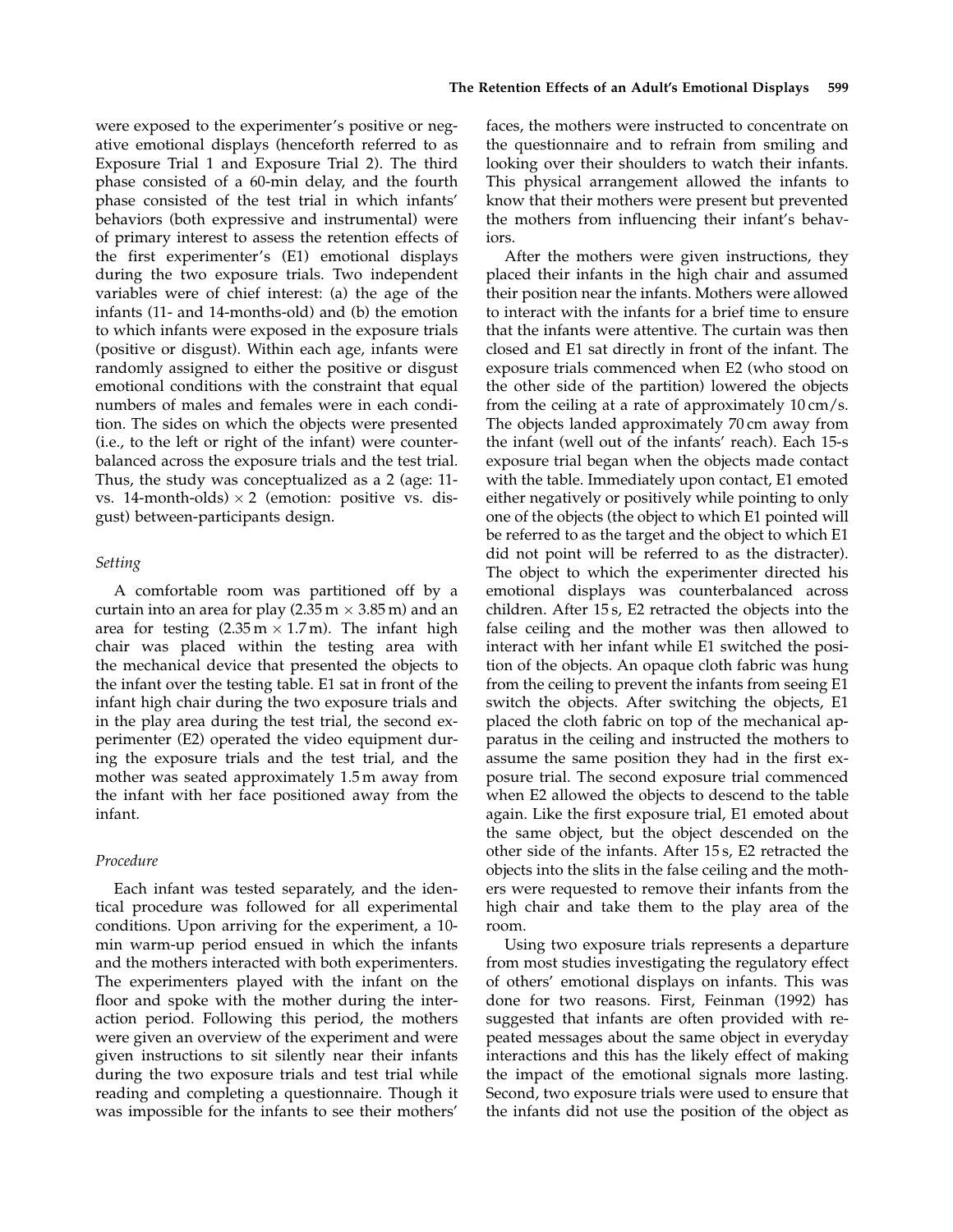were exposed to the experimenter's positive or negative emotional displays (henceforth referred to as Exposure Trial 1 and Exposure Trial 2). The third phase consisted of a 60-min delay, and the fourth phase consisted of the test trial in which infants' behaviors (both expressive and instrumental) were of primary interest to assess the retention effects of the first experimenter's (E1) emotional displays during the two exposure trials. Two independent variables were of chief interest: (a) the age of the infants (11- and 14-months-old) and (b) the emotion to which infants were exposed in the exposure trials (positive or disgust). Within each age, infants were randomly assigned to either the positive or disgust emotional conditions with the constraint that equal numbers of males and females were in each condition. The sides on which the objects were presented (i.e., to the left or right of the infant) were counterbalanced across the exposure trials and the test trial. Thus, the study was conceptualized as a 2 (age: 11- vs. 14-month-olds) $\times$ 2 (emotion: positive vs. disgust) between-participants design.

### *Setting*

A comfortable room was partitioned off by a curtain into an area for play (2.35 m $\times$ 3.85 m) and an area for testing (2.35 m $\times$ 1.7 m). The infant high chair was placed within the testing area with the mechanical device that presented the objects to the infant over the testing table. E1 sat in front of the infant high chair during the two exposure trials and in the play area during the test trial, the second experimenter (E2) operated the video equipment during the exposure trials and the test trial, and the mother was seated approximately 1.5 m away from the infant with her face positioned away from the infant.

### *Procedure*

Each infant was tested separately, and the identical procedure was followed for all experimental conditions. Upon arriving for the experiment, a 10-min warm-up period ensued in which the infants and the mothers interacted with both experimenters. The experimenters played with the infant on the floor and spoke with the mother during the interaction period. Following this period, the mothers were given an overview of the experiment and were given instructions to sit silently near their infants during the two exposure trials and test trial while reading and completing a questionnaire. Though it was impossible for the infants to see their mothers' faces, the mothers were instructed to concentrate on the questionnaire and to refrain from smiling and looking over their shoulders to watch their infants. This physical arrangement allowed the infants to know that their mothers were present but prevented the mothers from influencing their infant's behaviors.

After the mothers were given instructions, they placed their infants in the high chair and assumed their position near the infants. Mothers were allowed to interact with the infants for a brief time to ensure that the infants were attentive. The curtain was then closed and E1 sat directly in front of the infant. The exposure trials commenced when E2 (who stood on the other side of the partition) lowered the objects from the ceiling at a rate of approximately 10 cm/s. The objects landed approximately 70 cm away from the infant (well out of the infants' reach). Each 15-s exposure trial began when the objects made contact with the table. Immediately upon contact, E1 emoted either negatively or positively while pointing to only one of the objects (the object to which E1 pointed will be referred to as the target and the object to which E1 did not point will be referred to as the distracter). The object to which the experimenter directed his emotional displays was counterbalanced across children. After 15 s, E2 retracted the objects into the false ceiling and the mother was then allowed to interact with her infant while E1 switched the position of the objects. An opaque cloth fabric was hung from the ceiling to prevent the infants from seeing E1 switch the objects. After switching the objects, E1 placed the cloth fabric on top of the mechanical apparatus in the ceiling and instructed the mothers to assume the same position they had in the first exposure trial. The second exposure trial commenced when E2 allowed the objects to descend to the table again. Like the first exposure trial, E1 emoted about the same object, but the object descended on the other side of the infants. After 15 s, E2 retracted the objects into the slits in the false ceiling and the mothers were requested to remove their infants from the high chair and take them to the play area of the room.

Using two exposure trials represents a departure from most studies investigating the regulatory effect of others' emotional displays on infants. This was done for two reasons. First, Feinman (1992) has suggested that infants are often provided with repeated messages about the same object in everyday interactions and this has the likely effect of making the impact of the emotional signals more lasting. Second, two exposure trials were used to ensure that the infants did not use the position of the object as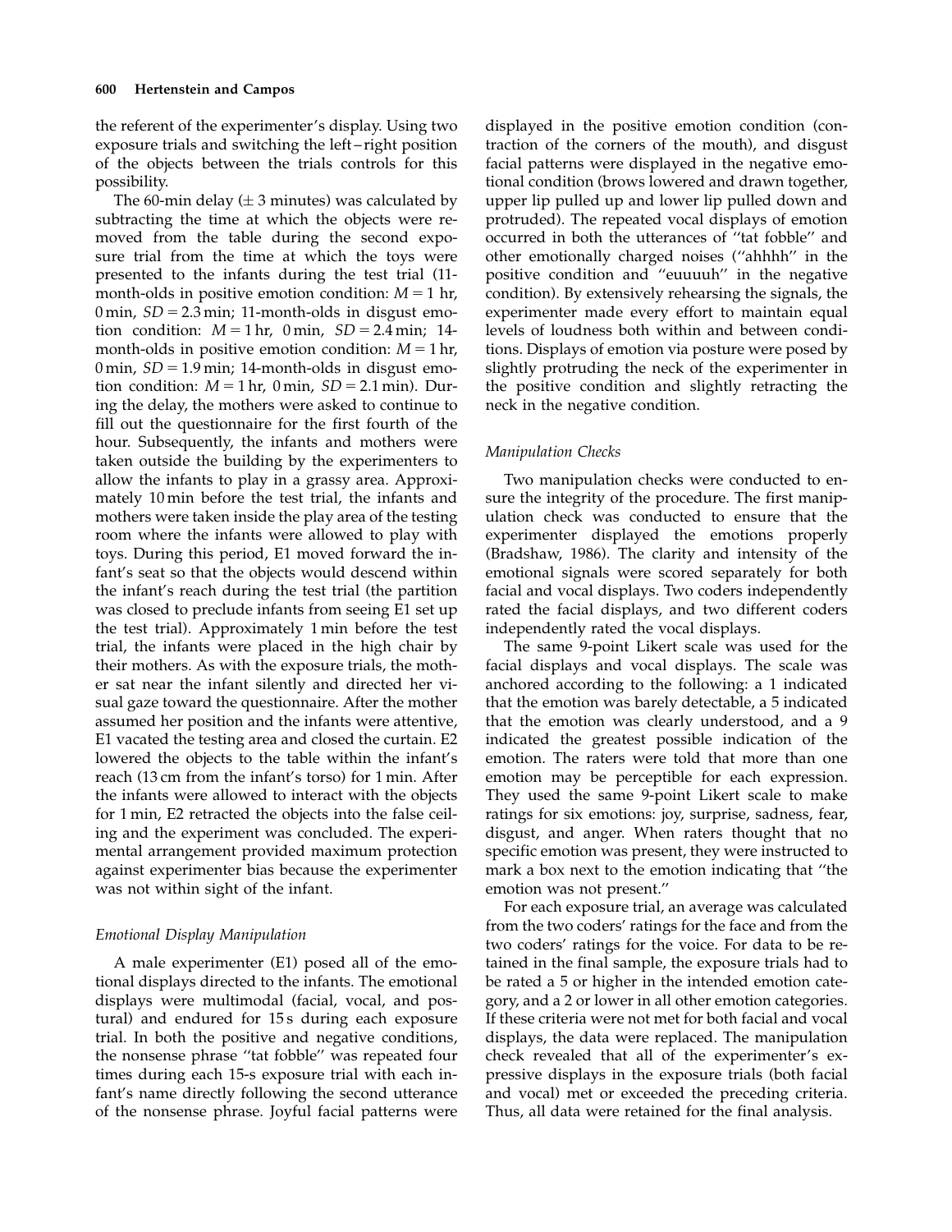the referent of the experimenter's display. Using two exposure trials and switching the left–right position of the objects between the trials controls for this possibility.

The 60-min delay ($\pm$ 3 minutes) was calculated by subtracting the time at which the objects were removed from the table during the second exposure trial from the time at which the toys were presented to the infants during the test trial (11-month-olds in positive emotion condition: $M = 1$ hr, 0 min, $SD = 2.3$ min; 11-month-olds in disgust emotion condition: $M = 1$ hr, 0 min, $SD = 2.4$ min; 14-month-olds in positive emotion condition: $M = 1$ hr, 0 min, $SD = 1.9$ min; 14-month-olds in disgust emotion condition: $M = 1$ hr, 0 min, $SD = 2.1$ min). During the delay, the mothers were asked to continue to fill out the questionnaire for the first fourth of the hour. Subsequently, the infants and mothers were taken outside the building by the experimenters to allow the infants to play in a grassy area. Approximately 10 min before the test trial, the infants and mothers were taken inside the play area of the testing room where the infants were allowed to play with toys. During this period, E1 moved forward the infant's seat so that the objects would descend within the infant's reach during the test trial (the partition was closed to preclude infants from seeing E1 set up the test trial). Approximately 1 min before the test trial, the infants were placed in the high chair by their mothers. As with the exposure trials, the mother sat near the infant silently and directed her visual gaze toward the questionnaire. After the mother assumed her position and the infants were attentive, E1 vacated the testing area and closed the curtain. E2 lowered the objects to the table within the infant's reach (13 cm from the infant's torso) for 1 min. After the infants were allowed to interact with the objects for 1 min, E2 retracted the objects into the false ceiling and the experiment was concluded. The experimental arrangement provided maximum protection against experimenter bias because the experimenter was not within sight of the infant.

### *Emotional Display Manipulation*

A male experimenter (E1) posed all of the emotional displays directed to the infants. The emotional displays were multimodal (facial, vocal, and postural) and endured for 15 s during each exposure trial. In both the positive and negative conditions, the nonsense phrase "tat fobble" was repeated four times during each 15-s exposure trial with each infant's name directly following the second utterance of the nonsense phrase. Joyful facial patterns were displayed in the positive emotion condition (contraction of the corners of the mouth), and disgust facial patterns were displayed in the negative emotional condition (brows lowered and drawn together, upper lip pulled up and lower lip pulled down and protruded). The repeated vocal displays of emotion occurred in both the utterances of "tat fobble" and other emotionally charged noises ("ahhhh" in the positive condition and "euuuuh" in the negative condition). By extensively rehearsing the signals, the experimenter made every effort to maintain equal levels of loudness both within and between conditions. Displays of emotion via posture were posed by slightly protruding the neck of the experimenter in the positive condition and slightly retracting the neck in the negative condition.

### *Manipulation Checks*

Two manipulation checks were conducted to ensure the integrity of the procedure. The first manipulation check was conducted to ensure that the experimenter displayed the emotions properly (Bradshaw, 1986). The clarity and intensity of the emotional signals were scored separately for both facial and vocal displays. Two coders independently rated the facial displays, and two different coders independently rated the vocal displays.

The same 9-point Likert scale was used for the facial displays and vocal displays. The scale was anchored according to the following: a 1 indicated that the emotion was barely detectable, a 5 indicated that the emotion was clearly understood, and a 9 indicated the greatest possible indication of the emotion. The raters were told that more than one emotion may be perceptible for each expression. They used the same 9-point Likert scale to make ratings for six emotions: joy, surprise, sadness, fear, disgust, and anger. When raters thought that no specific emotion was present, they were instructed to mark a box next to the emotion indicating that "the emotion was not present."

For each exposure trial, an average was calculated from the two coders' ratings for the face and from the two coders' ratings for the voice. For data to be retained in the final sample, the exposure trials had to be rated a 5 or higher in the intended emotion category, and a 2 or lower in all other emotion categories. If these criteria were not met for both facial and vocal displays, the data were replaced. The manipulation check revealed that all of the experimenter's expressive displays in the exposure trials (both facial and vocal) met or exceeded the preceding criteria. Thus, all data were retained for the final analysis.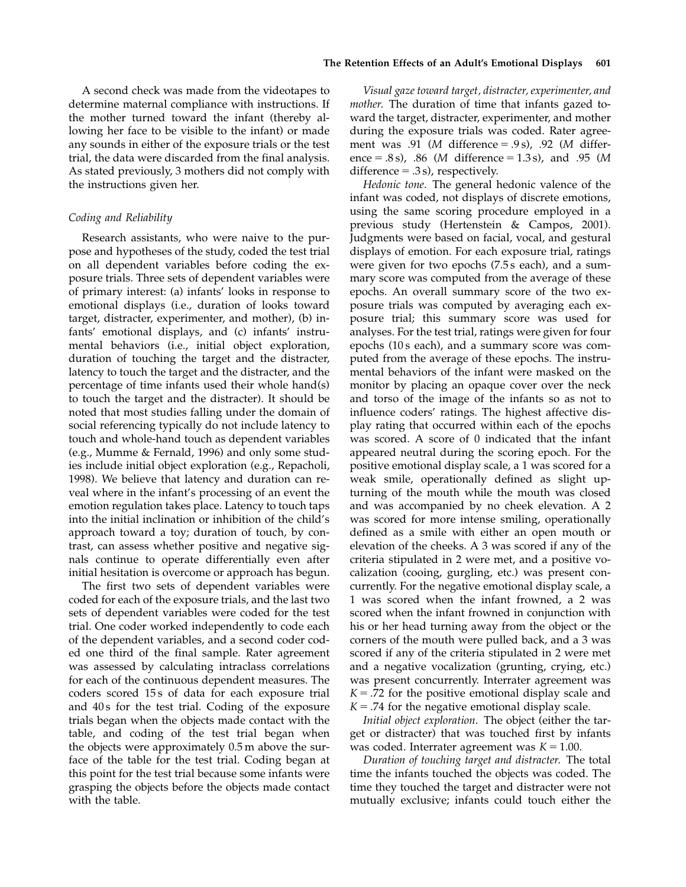A second check was made from the videotapes to determine maternal compliance with instructions. If the mother turned toward the infant (thereby allowing her face to be visible to the infant) or made any sounds in either of the exposure trials or the test trial, the data were discarded from the final analysis. As stated previously, 3 mothers did not comply with the instructions given her.

### *Coding and Reliability*

Research assistants, who were naive to the purpose and hypotheses of the study, coded the test trial on all dependent variables before coding the exposure trials. Three sets of dependent variables were of primary interest: (a) infants' looks in response to emotional displays (i.e., duration of looks toward target, distracter, experimenter, and mother), (b) infants' emotional displays, and (c) infants' instrumental behaviors (i.e., initial object exploration, duration of touching the target and the distracter, latency to touch the target and the distracter, and the percentage of time infants used their whole hand(s) to touch the target and the distracter). It should be noted that most studies falling under the domain of social referencing typically do not include latency to touch and whole-hand touch as dependent variables (e.g., Mumme & Fernald, 1996) and only some studies include initial object exploration (e.g., Repacholi, 1998). We believe that latency and duration can reveal where in the infant's processing of an event the emotion regulation takes place. Latency to touch taps into the initial inclination or inhibition of the child's approach toward a toy; duration of touch, by contrast, can assess whether positive and negative signals continue to operate differentially even after initial hesitation is overcome or approach has begun.

The first two sets of dependent variables were coded for each of the exposure trials, and the last two sets of dependent variables were coded for the test trial. One coder worked independently to code each of the dependent variables, and a second coder coded one third of the final sample. Rater agreement was assessed by calculating intraclass correlations for each of the continuous dependent measures. The coders scored 15 s of data for each exposure trial and 40 s for the test trial. Coding of the exposure trials began when the objects made contact with the table, and coding of the test trial began when the objects were approximately 0.5 m above the surface of the table for the test trial. Coding began at this point for the test trial because some infants were grasping the objects before the objects made contact with the table.

*Visual gaze toward target, distracter, experimenter, and mother*. The duration of time that infants gazed toward the target, distracter, experimenter, and mother during the exposure trials was coded. Rater agreement was .91 (*M* difference = .9 s), .92 (*M* difference = .8 s), .86 (*M* difference = 1.3 s), and .95 (*M* difference = .3 s), respectively.

*Hedonic tone*. The general hedonic valence of the infant was coded, not displays of discrete emotions, using the same scoring procedure employed in a previous study (Hertenstein & Campos, 2001). Judgments were based on facial, vocal, and gestural displays of emotion. For each exposure trial, ratings were given for two epochs (7.5 s each), and a summary score was computed from the average of these epochs. An overall summary score of the two exposure trials was computed by averaging each exposure trial; this summary score was used for analyses. For the test trial, ratings were given for four epochs (10 s each), and a summary score was computed from the average of these epochs. The instrumental behaviors of the infant were masked on the monitor by placing an opaque cover over the neck and torso of the image of the infants so as not to influence coders' ratings. The highest affective display rating that occurred within each of the epochs was scored. A score of 0 indicated that the infant appeared neutral during the scoring epoch. For the positive emotional display scale, a 1 was scored for a weak smile, operationally defined as slight upturning of the mouth while the mouth was closed and was accompanied by no cheek elevation. A 2 was scored for more intense smiling, operationally defined as a smile with either an open mouth or elevation of the cheeks. A 3 was scored if any of the criteria stipulated in 2 were met, and a positive vocalization (cooing, gurgling, etc.) was present concurrently. For the negative emotional display scale, a 1 was scored when the infant frowned, a 2 was scored when the infant frowned in conjunction with his or her head turning away from the object or the corners of the mouth were pulled back, and a 3 was scored if any of the criteria stipulated in 2 were met and a negative vocalization (grunting, crying, etc.) was present concurrently. Interrater agreement was $K = .72$ for the positive emotional display scale and $K = .74$ for the negative emotional display scale.

*Initial object exploration*. The object (either the target or distracter) that was touched first by infants was coded. Interrater agreement was $K = 1.00$.

*Duration of touching target and distracter*. The total time the infants touched the objects was coded. The time they touched the target and distracter were not mutually exclusive; infants could touch either the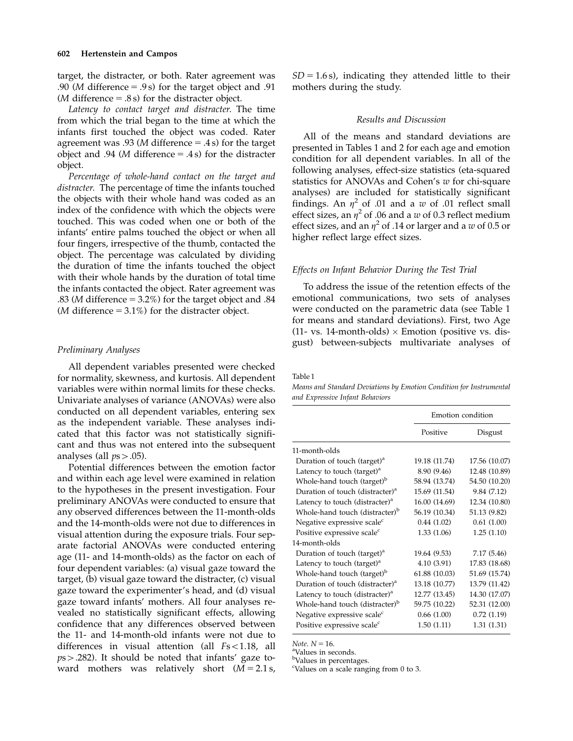target, the distracter, or both. Rater agreement was .90 (*M* difference = .9 s) for the target object and .91 (*M* difference = .8 s) for the distracter object.

*Latency to contact target and distracter.* The time from which the trial began to the time at which the infants first touched the object was coded. Rater agreement was .93 (*M* difference = .4 s) for the target object and .94 (*M* difference = .4 s) for the distracter object.

*Percentage of whole-hand contact on the target and distracter.* The percentage of time the infants touched the objects with their whole hand was coded as an index of the confidence with which the objects were touched. This was coded when one or both of the infants' entire palms touched the object or when all four fingers, irrespective of the thumb, contacted the object. The percentage was calculated by dividing the duration of time the infants touched the object with their whole hands by the duration of total time the infants contacted the object. Rater agreement was .83 (*M* difference = 3.2%) for the target object and .84 (*M* difference = 3.1%) for the distracter object.

### Preliminary Analyses

All dependent variables presented were checked for normality, skewness, and kurtosis. All dependent variables were within normal limits for these checks. Univariate analyses of variance (ANOVAs) were also conducted on all dependent variables, entering sex as the independent variable. These analyses indicated that this factor was not statistically significant and thus was not entered into the subsequent analyses (all $p\text{s} > .05$).

Potential differences between the emotion factor and within each age level were examined in relation to the hypotheses in the present investigation. Four preliminary ANOVAs were conducted to ensure that any observed differences between the 11-month-olds and the 14-month-olds were not due to differences in visual attention during the exposure trials. Four separate factorial ANOVAs were conducted entering age (11- and 14-month-olds) as the factor on each of four dependent variables: (a) visual gaze toward the target, (b) visual gaze toward the distracter, (c) visual gaze toward the experimenter's head, and (d) visual gaze toward infants' mothers. All four analyses revealed no statistically significant effects, allowing confidence that any differences observed between the 11- and 14-month-old infants were not due to differences in visual attention (all $F\text{s} < 1.18$, all $p\text{s} > .282$). It should be noted that infants' gaze toward mothers was relatively short ($M = 2.1$ s, $SD = 1.6$ s), indicating they attended little to their mothers during the study.

## Results and Discussion

All of the means and standard deviations are presented in Tables 1 and 2 for each age and emotion condition for all dependent variables. In all of the following analyses, effect-size statistics (eta-squared statistics for ANOVAs and Cohen's $w$ for chi-square analyses) are included for statistically significant findings. An $\eta^2$ of .01 and a $w$ of .01 reflect small effect sizes, an $\eta^2$ of .06 and a $w$ of 0.3 reflect medium effect sizes, and an $\eta^2$ of .14 or larger and a $w$ of 0.5 or higher reflect large effect sizes.

### Effects on Infant Behavior During the Test Trial

To address the issue of the retention effects of the emotional communications, two sets of analyses were conducted on the parametric data (see Table 1 for means and standard deviations). First, two Age (11- vs. 14-month-olds) × Emotion (positive vs. disgust) between-subjects multivariate analyses of

Table 1

*Means and Standard Deviations by Emotion Condition for Instrumental and Expressive Infant Behaviors*

| | Emotion condition | |
|---|---|---|
| | Positive | Disgust |
| 11-month-olds | | |
| Duration of touch (target)[a] | 19.18 (11.74) | 17.56 (10.07) |
| Latency to touch (target)[a] | 8.90 (9.46) | 12.48 (10.89) |
| Whole-hand touch (target)[b] | 58.94 (13.74) | 54.50 (10.20) |
| Duration of touch (distracter)[a] | 15.69 (11.54) | 9.84 (7.12) |
| Latency to touch (distracter)[a] | 16.00 (14.69) | 12.34 (10.80) |
| Whole-hand touch (distracter)[b] | 56.19 (10.34) | 51.13 (9.82) |
| Negative expressive scale[c] | 0.44 (1.02) | 0.61 (1.00) |
| Positive expressive scale[c] | 1.33 (1.06) | 1.25 (1.10) |
| 14-month-olds | | |
| Duration of touch (target)[a] | 19.64 (9.53) | 7.17 (5.46) |
| Latency to touch (target)[a] | 4.10 (3.91) | 17.83 (18.68) |
| Whole-hand touch (target)[b] | 61.88 (10.03) | 51.69 (15.74) |
| Duration of touch (distracter)[a] | 13.18 (10.77) | 13.79 (11.42) |
| Latency to touch (distracter)[a] | 12.77 (13.45) | 14.30 (17.07) |
| Whole-hand touch (distracter)[b] | 59.75 (10.22) | 52.31 (12.00) |
| Negative expressive scale[c] | 0.66 (1.00) | 0.72 (1.19) |
| Positive expressive scale[c] | 1.50 (1.11) | 1.31 (1.31) |

*Note.* $N = 16$.
[a]Values in seconds.
[b]Values in percentages.
[c]Values on a scale ranging from 0 to 3.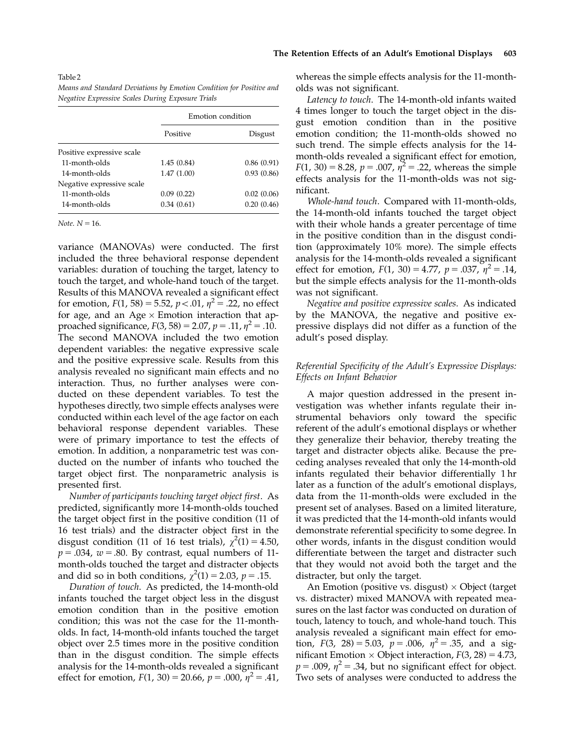Table 2

*Means and Standard Deviations by Emotion Condition for Positive and Negative Expressive Scales During Exposure Trials*

| | Emotion condition | |
|---|---|---|
| | Positive | Disgust |
| Positive expressive scale | | |
| 11-month-olds | 1.45 (0.84) | 0.86 (0.91) |
| 14-month-olds | 1.47 (1.00) | 0.93 (0.86) |
| Negative expressive scale | | |
| 11-month-olds | 0.09 (0.22) | 0.02 (0.06) |
| 14-month-olds | 0.34 (0.61) | 0.20 (0.46) |

*Note*. $N = 16$.

variance (MANOVAs) were conducted. The first included the three behavioral response dependent variables: duration of touching the target, latency to touch the target, and whole-hand touch of the target. Results of this MANOVA revealed a significant effect for emotion, $F(1, 58) = 5.52$, $p < .01$, $\eta^2 = .22$, no effect for age, and an Age $\times$ Emotion interaction that approached significance, $F(3, 58) = 2.07$, $p = .11$, $\eta^2 = .10$. The second MANOVA included the two emotion dependent variables: the negative expressive scale and the positive expressive scale. Results from this analysis revealed no significant main effects and no interaction. Thus, no further analyses were conducted on these dependent variables. To test the hypotheses directly, two simple effects analyses were conducted within each level of the age factor on each behavioral response dependent variables. These were of primary importance to test the effects of emotion. In addition, a nonparametric test was conducted on the number of infants who touched the target object first. The nonparametric analysis is presented first.

*Number of participants touching target object first*. As predicted, significantly more 14-month-olds touched the target object first in the positive condition (11 of 16 test trials) and the distracter object first in the disgust condition (11 of 16 test trials), $\chi^2(1) = 4.50$, $p = .034$, $w = .80$. By contrast, equal numbers of 11-month-olds touched the target and distracter objects and did so in both conditions, $\chi^2(1) = 2.03$, $p = .15$.

*Duration of touch*. As predicted, the 14-month-old infants touched the target object less in the disgust emotion condition than in the positive emotion condition; this was not the case for the 11-month-olds. In fact, 14-month-old infants touched the target object over 2.5 times more in the positive condition than in the disgust condition. The simple effects analysis for the 14-month-olds revealed a significant effect for emotion, $F(1, 30) = 20.66$, $p = .000$, $\eta^2 = .41$, whereas the simple effects analysis for the 11-month-olds was not significant.

*Latency to touch*. The 14-month-old infants waited 4 times longer to touch the target object in the disgust emotion condition than in the positive emotion condition; the 11-month-olds showed no such trend. The simple effects analysis for the 14-month-olds revealed a significant effect for emotion, $F(1, 30) = 8.28$, $p = .007$, $\eta^2 = .22$, whereas the simple effects analysis for the 11-month-olds was not significant.

*Whole-hand touch*. Compared with 11-month-olds, the 14-month-old infants touched the target object with their whole hands a greater percentage of time in the positive condition than in the disgust condition (approximately 10% more). The simple effects analysis for the 14-month-olds revealed a significant effect for emotion, $F(1, 30) = 4.77$, $p = .037$, $\eta^2 = .14$, but the simple effects analysis for the 11-month-olds was not significant.

*Negative and positive expressive scales*. As indicated by the MANOVA, the negative and positive expressive displays did not differ as a function of the adult's posed display.

### *Referential Specificity of the Adult's Expressive Displays: Effects on Infant Behavior*

A major question addressed in the present investigation was whether infants regulate their instrumental behaviors only toward the specific referent of the adult's emotional displays or whether they generalize their behavior, thereby treating the target and distracter objects alike. Because the preceding analyses revealed that only the 14-month-old infants regulated their behavior differentially 1 hr later as a function of the adult's emotional displays, data from the 11-month-olds were excluded in the present set of analyses. Based on a limited literature, it was predicted that the 14-month-old infants would demonstrate referential specificity to some degree. In other words, infants in the disgust condition would differentiate between the target and distracter such that they would not avoid both the target and the distracter, but only the target.

An Emotion (positive vs. disgust) $\times$ Object (target vs. distracter) mixed MANOVA with repeated measures on the last factor was conducted on duration of touch, latency to touch, and whole-hand touch. This analysis revealed a significant main effect for emotion, $F(3, 28) = 5.03$, $p = .006$, $\eta^2 = .35$, and a significant Emotion $\times$ Object interaction, $F(3, 28) = 4.73$, $p = .009$, $\eta^2 = .34$, but no significant effect for object. Two sets of analyses were conducted to address the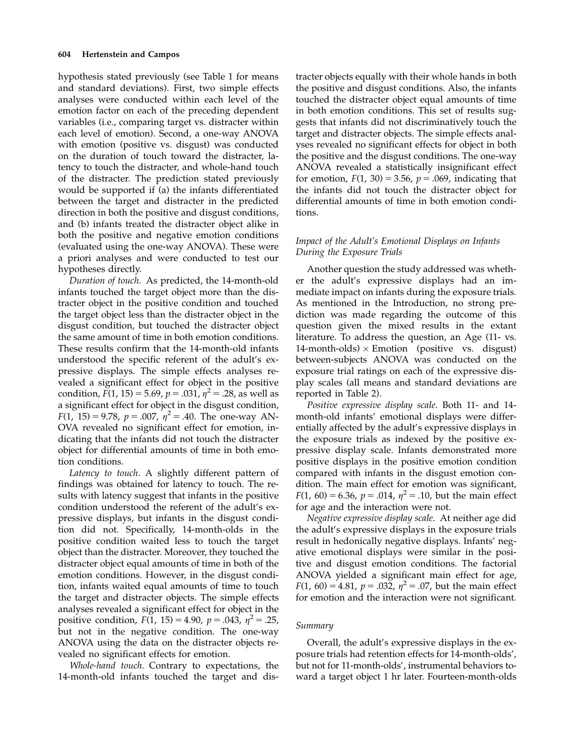hypothesis stated previously (see Table 1 for means and standard deviations). First, two simple effects analyses were conducted within each level of the emotion factor on each of the preceding dependent variables (i.e., comparing target vs. distracter within each level of emotion). Second, a one-way ANOVA with emotion (positive vs. disgust) was conducted on the duration of touch toward the distracter, latency to touch the distracter, and whole-hand touch of the distracter. The prediction stated previously would be supported if (a) the infants differentiated between the target and distracter in the predicted direction in both the positive and disgust conditions, and (b) infants treated the distracter object alike in both the positive and negative emotion conditions (evaluated using the one-way ANOVA). These were a priori analyses and were conducted to test our hypotheses directly.

*Duration of touch.* As predicted, the 14-month-old infants touched the target object more than the distracter object in the positive condition and touched the target object less than the distracter object in the disgust condition, but touched the distracter object the same amount of time in both emotion conditions. These results confirm that the 14-month-old infants understood the specific referent of the adult's expressive displays. The simple effects analyses revealed a significant effect for object in the positive condition, $F(1, 15) = 5.69$, $p = .031$, $\eta^2 = .28$, as well as a significant effect for object in the disgust condition, $F(1, 15) = 9.78$, $p = .007$, $\eta^2 = .40$. The one-way ANOVA revealed no significant effect for emotion, indicating that the infants did not touch the distracter object for differential amounts of time in both emotion conditions.

*Latency to touch.* A slightly different pattern of findings was obtained for latency to touch. The results with latency suggest that infants in the positive condition understood the referent of the adult's expressive displays, but infants in the disgust condition did not. Specifically, 14-month-olds in the positive condition waited less to touch the target object than the distracter. Moreover, they touched the distracter object equal amounts of time in both of the emotion conditions. However, in the disgust condition, infants waited equal amounts of time to touch the target and distracter objects. The simple effects analyses revealed a significant effect for object in the positive condition, $F(1, 15) = 4.90$, $p = .043$, $\eta^2 = .25$, but not in the negative condition. The one-way ANOVA using the data on the distracter objects revealed no significant effects for emotion.

*Whole-hand touch.* Contrary to expectations, the 14-month-old infants touched the target and distracter objects equally with their whole hands in both the positive and disgust conditions. Also, the infants touched the distracter object equal amounts of time in both emotion conditions. This set of results suggests that infants did not discriminatively touch the target and distracter objects. The simple effects analyses revealed no significant effects for object in both the positive and the disgust conditions. The one-way ANOVA revealed a statistically insignificant effect for emotion, $F(1, 30) = 3.56$, $p = .069$, indicating that the infants did not touch the distracter object for differential amounts of time in both emotion conditions.

### *Impact of the Adult's Emotional Displays on Infants During the Exposure Trials*

Another question the study addressed was whether the adult's expressive displays had an immediate impact on infants during the exposure trials. As mentioned in the Introduction, no strong prediction was made regarding the outcome of this question given the mixed results in the extant literature. To address the question, an Age (11- vs. 14-month-olds) $\times$ Emotion (positive vs. disgust) between-subjects ANOVA was conducted on the exposure trial ratings on each of the expressive display scales (all means and standard deviations are reported in Table 2).

*Positive expressive display scale.* Both 11- and 14-month-old infants' emotional displays were differentially affected by the adult's expressive displays in the exposure trials as indexed by the positive expressive display scale. Infants demonstrated more positive displays in the positive emotion condition compared with infants in the disgust emotion condition. The main effect for emotion was significant, $F(1, 60) = 6.36$, $p = .014$, $\eta^2 = .10$, but the main effect for age and the interaction were not.

*Negative expressive display scale.* At neither age did the adult's expressive displays in the exposure trials result in hedonically negative displays. Infants' negative emotional displays were similar in the positive and disgust emotion conditions. The factorial ANOVA yielded a significant main effect for age, $F(1, 60) = 4.81$, $p = .032$, $\eta^2 = .07$, but the main effect for emotion and the interaction were not significant.

### *Summary*

Overall, the adult's expressive displays in the exposure trials had retention effects for 14-month-olds', but not for 11-month-olds', instrumental behaviors toward a target object 1 hr later. Fourteen-month-olds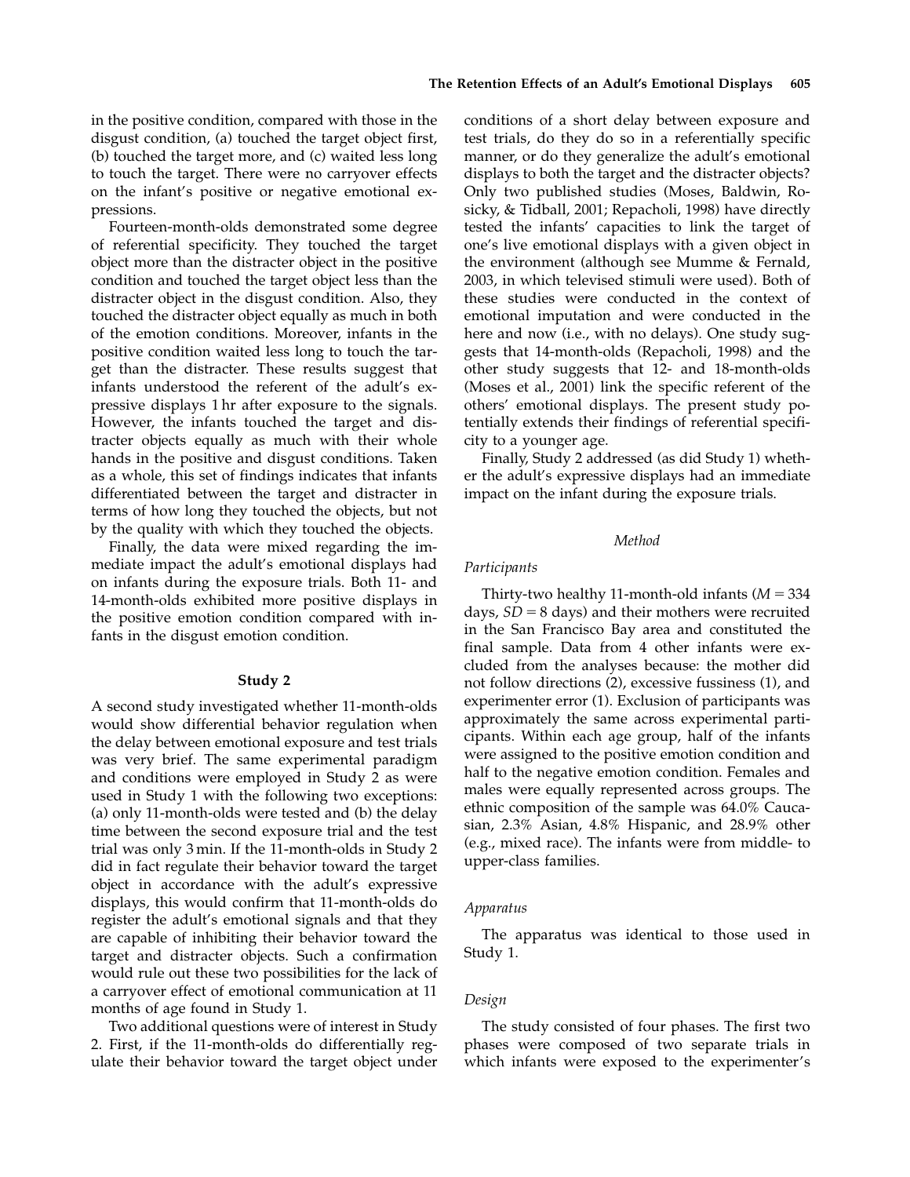in the positive condition, compared with those in the disgust condition, (a) touched the target object first, (b) touched the target more, and (c) waited less long to touch the target. There were no carryover effects on the infant's positive or negative emotional expressions.

Fourteen-month-olds demonstrated some degree of referential specificity. They touched the target object more than the distracter object in the positive condition and touched the target object less than the distracter object in the disgust condition. Also, they touched the distracter object equally as much in both of the emotion conditions. Moreover, infants in the positive condition waited less long to touch the target than the distracter. These results suggest that infants understood the referent of the adult's expressive displays 1 hr after exposure to the signals. However, the infants touched the target and distracter objects equally as much with their whole hands in the positive and disgust conditions. Taken as a whole, this set of findings indicates that infants differentiated between the target and distracter in terms of how long they touched the objects, but not by the quality with which they touched the objects.

Finally, the data were mixed regarding the immediate impact the adult's emotional displays had on infants during the exposure trials. Both 11- and 14-month-olds exhibited more positive displays in the positive emotion condition compared with infants in the disgust emotion condition.

## Study 2

A second study investigated whether 11-month-olds would show differential behavior regulation when the delay between emotional exposure and test trials was very brief. The same experimental paradigm and conditions were employed in Study 2 as were used in Study 1 with the following two exceptions: (a) only 11-month-olds were tested and (b) the delay time between the second exposure trial and the test trial was only 3 min. If the 11-month-olds in Study 2 did in fact regulate their behavior toward the target object in accordance with the adult's expressive displays, this would confirm that 11-month-olds do register the adult's emotional signals and that they are capable of inhibiting their behavior toward the target and distracter objects. Such a confirmation would rule out these two possibilities for the lack of a carryover effect of emotional communication at 11 months of age found in Study 1.

Two additional questions were of interest in Study 2. First, if the 11-month-olds do differentially regulate their behavior toward the target object under conditions of a short delay between exposure and test trials, do they do so in a referentially specific manner, or do they generalize the adult's emotional displays to both the target and the distracter objects? Only two published studies (Moses, Baldwin, Rosicky, & Tidball, 2001; Repacholi, 1998) have directly tested the infants' capacities to link the target of one's live emotional displays with a given object in the environment (although see Mumme & Fernald, 2003, in which televised stimuli were used). Both of these studies were conducted in the context of emotional imputation and were conducted in the here and now (i.e., with no delays). One study suggests that 14-month-olds (Repacholi, 1998) and the other study suggests that 12- and 18-month-olds (Moses et al., 2001) link the specific referent of the others' emotional displays. The present study potentially extends their findings of referential specificity to a younger age.

Finally, Study 2 addressed (as did Study 1) whether the adult's expressive displays had an immediate impact on the infant during the exposure trials.

### *Method*

#### *Participants*

Thirty-two healthy 11-month-old infants ($M = 334$ days, $SD = 8$ days) and their mothers were recruited in the San Francisco Bay area and constituted the final sample. Data from 4 other infants were excluded from the analyses because: the mother did not follow directions (2), excessive fussiness (1), and experimenter error (1). Exclusion of participants was approximately the same across experimental participants. Within each age group, half of the infants were assigned to the positive emotion condition and half to the negative emotion condition. Females and males were equally represented across groups. The ethnic composition of the sample was 64.0% Caucasian, 2.3% Asian, 4.8% Hispanic, and 28.9% other (e.g., mixed race). The infants were from middle- to upper-class families.

#### *Apparatus*

The apparatus was identical to those used in Study 1.

#### *Design*

The study consisted of four phases. The first two phases were composed of two separate trials in which infants were exposed to the experimenter's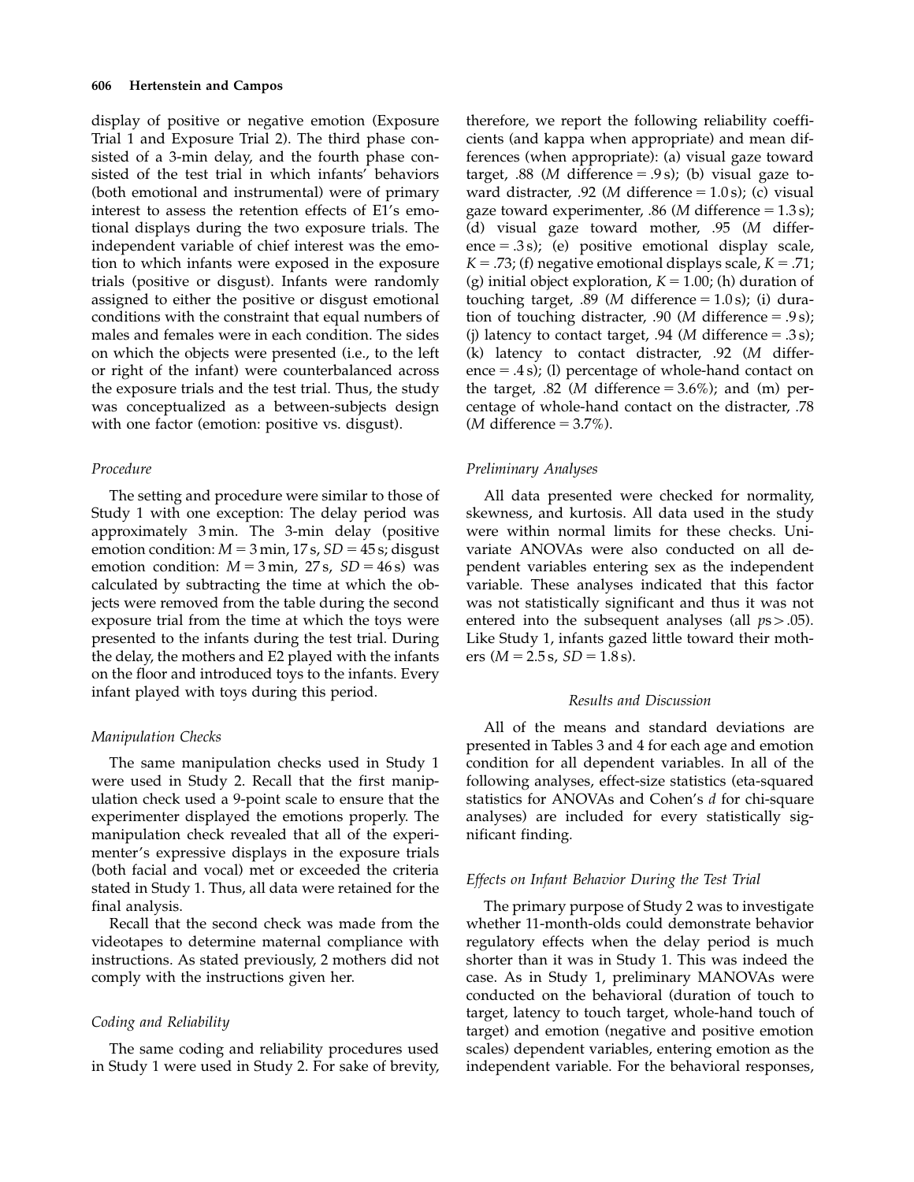display of positive or negative emotion (Exposure Trial 1 and Exposure Trial 2). The third phase consisted of a 3-min delay, and the fourth phase consisted of the test trial in which infants' behaviors (both emotional and instrumental) were of primary interest to assess the retention effects of E1's emotional displays during the two exposure trials. The independent variable of chief interest was the emotion to which infants were exposed in the exposure trials (positive or disgust). Infants were randomly assigned to either the positive or disgust emotional conditions with the constraint that equal numbers of males and females were in each condition. The sides on which the objects were presented (i.e., to the left or right of the infant) were counterbalanced across the exposure trials and the test trial. Thus, the study was conceptualized as a between-subjects design with one factor (emotion: positive vs. disgust).

### *Procedure*

The setting and procedure were similar to those of Study 1 with one exception: The delay period was approximately 3 min. The 3-min delay (positive emotion condition: $M = 3$ min, 17 s, $SD = 45$ s; disgust emotion condition: $M = 3$ min, 27 s, $SD = 46$ s) was calculated by subtracting the time at which the objects were removed from the table during the second exposure trial from the time at which the toys were presented to the infants during the test trial. During the delay, the mothers and E2 played with the infants on the floor and introduced toys to the infants. Every infant played with toys during this period.

### *Manipulation Checks*

The same manipulation checks used in Study 1 were used in Study 2. Recall that the first manipulation check used a 9-point scale to ensure that the experimenter displayed the emotions properly. The manipulation check revealed that all of the experimenter's expressive displays in the exposure trials (both facial and vocal) met or exceeded the criteria stated in Study 1. Thus, all data were retained for the final analysis.

Recall that the second check was made from the videotapes to determine maternal compliance with instructions. As stated previously, 2 mothers did not comply with the instructions given her.

### *Coding and Reliability*

The same coding and reliability procedures used in Study 1 were used in Study 2. For sake of brevity, therefore, we report the following reliability coefficients (and kappa when appropriate) and mean differences (when appropriate): (a) visual gaze toward target, .88 ($M$ difference = .9 s); (b) visual gaze toward distracter, .92 ($M$ difference = 1.0 s); (c) visual gaze toward experimenter, .86 ($M$ difference = 1.3 s); (d) visual gaze toward mother, .95 ($M$ difference = .3 s); (e) positive emotional display scale, $K = .73$; (f) negative emotional displays scale, $K = .71$; (g) initial object exploration, $K = 1.00$; (h) duration of touching target, .89 ($M$ difference = 1.0 s); (i) duration of touching distracter, .90 ($M$ difference = .9 s); (j) latency to contact target, .94 ($M$ difference = .3 s); (k) latency to contact distracter, .92 ($M$ difference = .4 s); (l) percentage of whole-hand contact on the target, .82 ($M$ difference = 3.6%); and (m) percentage of whole-hand contact on the distracter, .78 ($M$ difference = 3.7%).

### *Preliminary Analyses*

All data presented were checked for normality, skewness, and kurtosis. All data used in the study were within normal limits for these checks. Univariate ANOVAs were also conducted on all dependent variables entering sex as the independent variable. These analyses indicated that this factor was not statistically significant and thus it was not entered into the subsequent analyses (all $ps > .05$). Like Study 1, infants gazed little toward their mothers ($M = 2.5$ s, $SD = 1.8$ s).

## *Results and Discussion*

All of the means and standard deviations are presented in Tables 3 and 4 for each age and emotion condition for all dependent variables. In all of the following analyses, effect-size statistics (eta-squared statistics for ANOVAs and Cohen's $d$ for chi-square analyses) are included for every statistically significant finding.

### *Effects on Infant Behavior During the Test Trial*

The primary purpose of Study 2 was to investigate whether 11-month-olds could demonstrate behavior regulatory effects when the delay period is much shorter than it was in Study 1. This was indeed the case. As in Study 1, preliminary MANOVAs were conducted on the behavioral (duration of touch to target, latency to touch target, whole-hand touch of target) and emotion (negative and positive emotion scales) dependent variables, entering emotion as the independent variable. For the behavioral responses,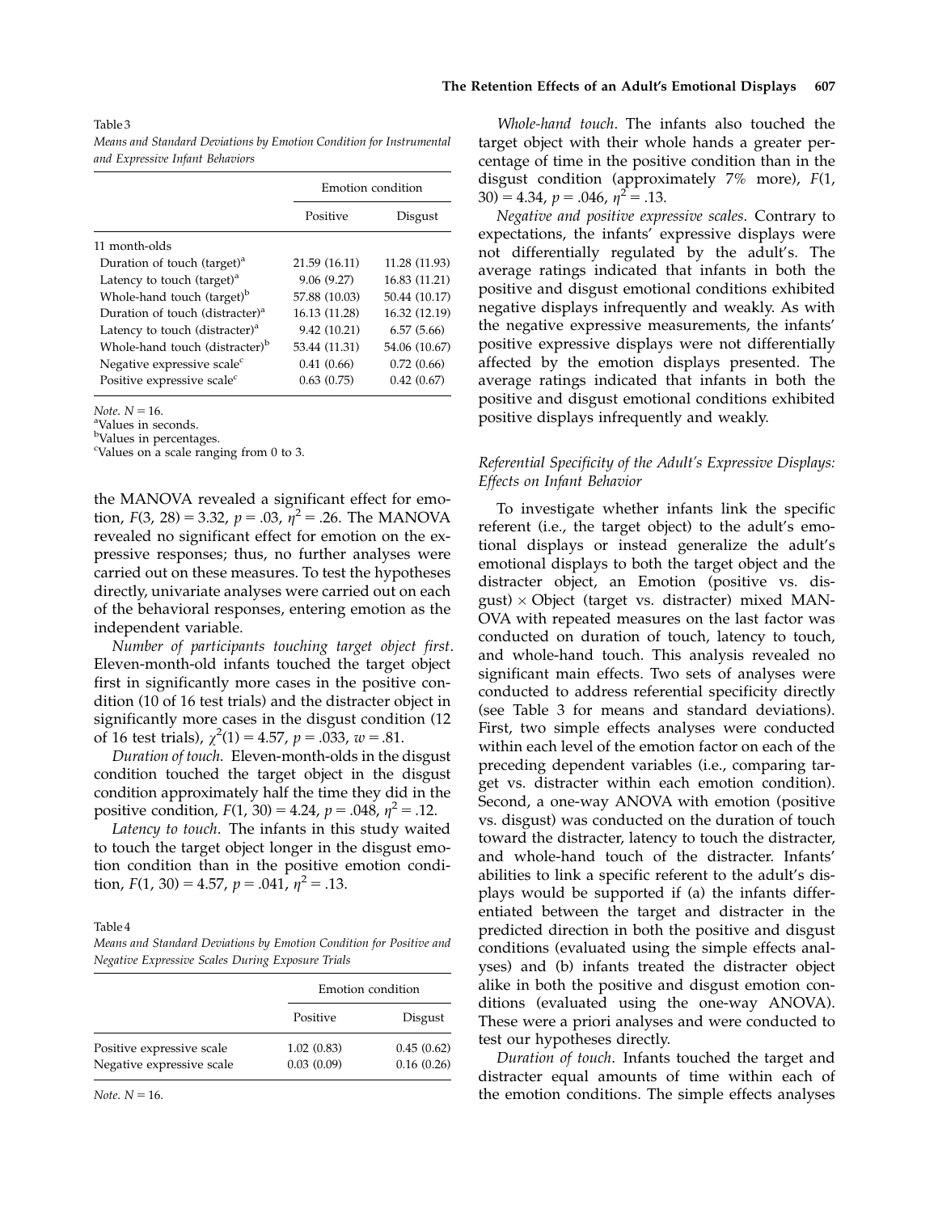Table 3

*Means and Standard Deviations by Emotion Condition for Instrumental and Expressive Infant Behaviors*

| | Emotion condition | |
|---|---|---|
| | Positive | Disgust |
| 11 month-olds | | |
| Duration of touch (target)[a] | 21.59 (16.11) | 11.28 (11.93) |
| Latency to touch (target)[a] | 9.06 (9.27) | 16.83 (11.21) |
| Whole-hand touch (target)[b] | 57.88 (10.03) | 50.44 (10.17) |
| Duration of touch (distracter)[a] | 16.13 (11.28) | 16.32 (12.19) |
| Latency to touch (distracter)[a] | 9.42 (10.21) | 6.57 (5.66) |
| Whole-hand touch (distracter)[b] | 53.44 (11.31) | 54.06 (10.67) |
| Negative expressive scale[c] | 0.41 (0.66) | 0.72 (0.66) |
| Positive expressive scale[c] | 0.63 (0.75) | 0.42 (0.67) |

*Note.* $N = 16$.
[a]Values in seconds.
[b]Values in percentages.
[c]Values on a scale ranging from 0 to 3.

the MANOVA revealed a significant effect for emotion, $F(3, 28) = 3.32$, $p = .03$, $\eta^2 = .26$. The MANOVA revealed no significant effect for emotion on the expressive responses; thus, no further analyses were carried out on these measures. To test the hypotheses directly, univariate analyses were carried out on each of the behavioral responses, entering emotion as the independent variable.

*Number of participants touching target object first*. Eleven-month-old infants touched the target object first in significantly more cases in the positive condition (10 of 16 test trials) and the distracter object in significantly more cases in the disgust condition (12 of 16 test trials), $\chi^2(1) = 4.57$, $p = .033$, $w = .81$.

*Duration of touch*. Eleven-month-olds in the disgust condition touched the target object in the disgust condition approximately half the time they did in the positive condition, $F(1, 30) = 4.24$, $p = .048$, $\eta^2 = .12$.

*Latency to touch*. The infants in this study waited to touch the target object longer in the disgust emotion condition than in the positive emotion condition, $F(1, 30) = 4.57$, $p = .041$, $\eta^2 = .13$.

Table 4

*Means and Standard Deviations by Emotion Condition for Positive and Negative Expressive Scales During Exposure Trials*

| | Emotion condition | |
|---|---|---|
| | Positive | Disgust |
| Positive expressive scale | 1.02 (0.83) | 0.45 (0.62) |
| Negative expressive scale | 0.03 (0.09) | 0.16 (0.26) |

*Note.* $N = 16$.

*Whole-hand touch*. The infants also touched the target object with their whole hands a greater percentage of time in the positive condition than in the disgust condition (approximately 7% more), $F(1, 30) = 4.34$, $p = .046$, $\eta^2 = .13$.

*Negative and positive expressive scales*. Contrary to expectations, the infants' expressive displays were not differentially regulated by the adult's. The average ratings indicated that infants in both the positive and disgust emotional conditions exhibited negative displays infrequently and weakly. As with the negative expressive measurements, the infants' positive expressive displays were not differentially affected by the emotion displays presented. The average ratings indicated that infants in both the positive and disgust emotional conditions exhibited positive displays infrequently and weakly.

### *Referential Specificity of the Adult's Expressive Displays: Effects on Infant Behavior*

To investigate whether infants link the specific referent (i.e., the target object) to the adult's emotional displays or instead generalize the adult's emotional displays to both the target object and the distracter object, an Emotion (positive vs. disgust) $\times$ Object (target vs. distracter) mixed MANOVA with repeated measures on the last factor was conducted on duration of touch, latency to touch, and whole-hand touch. This analysis revealed no significant main effects. Two sets of analyses were conducted to address referential specificity directly (see Table 3 for means and standard deviations). First, two simple effects analyses were conducted within each level of the emotion factor on each of the preceding dependent variables (i.e., comparing target vs. distracter within each emotion condition). Second, a one-way ANOVA with emotion (positive vs. disgust) was conducted on the duration of touch toward the distracter, latency to touch the distracter, and whole-hand touch of the distracter. Infants' abilities to link a specific referent to the adult's displays would be supported if (a) the infants differentiated between the target and distracter in the predicted direction in both the positive and disgust conditions (evaluated using the simple effects analyses) and (b) infants treated the distracter object alike in both the positive and disgust emotion conditions (evaluated using the one-way ANOVA). These were a priori analyses and were conducted to test our hypotheses directly.

*Duration of touch*. Infants touched the target and distracter equal amounts of time within each of the emotion conditions. The simple effects analyses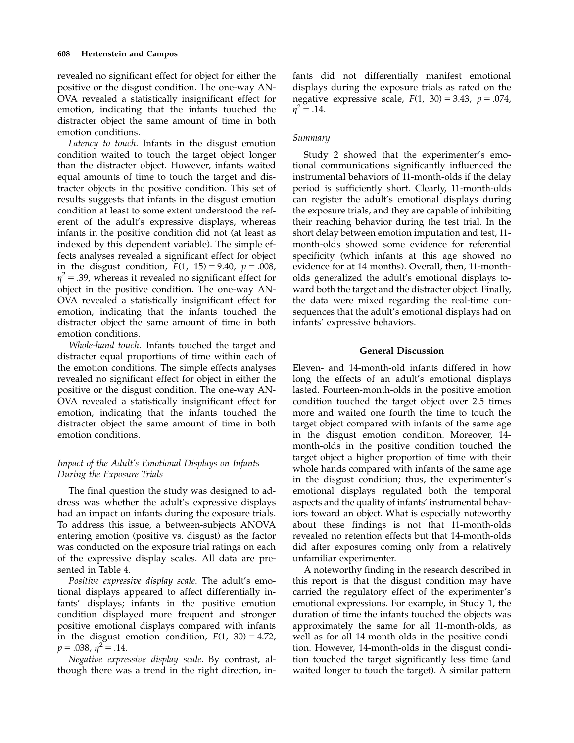revealed no significant effect for object for either the positive or the disgust condition. The one-way ANOVA revealed a statistically insignificant effect for emotion, indicating that the infants touched the distracter object the same amount of time in both emotion conditions.

*Latency to touch*. Infants in the disgust emotion condition waited to touch the target object longer than the distracter object. However, infants waited equal amounts of time to touch the target and distracter objects in the positive condition. This set of results suggests that infants in the disgust emotion condition at least to some extent understood the referent of the adult's expressive displays, whereas infants in the positive condition did not (at least as indexed by this dependent variable). The simple effects analyses revealed a significant effect for object in the disgust condition, $F(1,\ 15) = 9.40$, $p = .008$, $\eta^2 = .39$, whereas it revealed no significant effect for object in the positive condition. The one-way ANOVA revealed a statistically insignificant effect for emotion, indicating that the infants touched the distracter object the same amount of time in both emotion conditions.

*Whole-hand touch*. Infants touched the target and distracter equal proportions of time within each of the emotion conditions. The simple effects analyses revealed no significant effect for object in either the positive or the disgust condition. The one-way ANOVA revealed a statistically insignificant effect for emotion, indicating that the infants touched the distracter object the same amount of time in both emotion conditions.

### *Impact of the Adult's Emotional Displays on Infants During the Exposure Trials*

The final question the study was designed to address was whether the adult's expressive displays had an impact on infants during the exposure trials. To address this issue, a between-subjects ANOVA entering emotion (positive vs. disgust) as the factor was conducted on the exposure trial ratings on each of the expressive display scales. All data are presented in Table 4.

*Positive expressive display scale*. The adult's emotional displays appeared to affect differentially infants' displays; infants in the positive emotion condition displayed more frequent and stronger positive emotional displays compared with infants in the disgust emotion condition, $F(1,\ 30) = 4.72$, $p = .038$, $\eta^2 = .14$.

*Negative expressive display scale*. By contrast, although there was a trend in the right direction, infants did not differentially manifest emotional displays during the exposure trials as rated on the negative expressive scale, $F(1,\ 30) = 3.43$, $p = .074$, $\eta^2 = .14$.

### *Summary*

Study 2 showed that the experimenter's emotional communications significantly influenced the instrumental behaviors of 11-month-olds if the delay period is sufficiently short. Clearly, 11-month-olds can register the adult's emotional displays during the exposure trials, and they are capable of inhibiting their reaching behavior during the test trial. In the short delay between emotion imputation and test, 11-month-olds showed some evidence for referential specificity (which infants at this age showed no evidence for at 14 months). Overall, then, 11-month-olds generalized the adult's emotional displays toward both the target and the distracter object. Finally, the data were mixed regarding the real-time consequences that the adult's emotional displays had on infants' expressive behaviors.

## General Discussion

Eleven- and 14-month-old infants differed in how long the effects of an adult's emotional displays lasted. Fourteen-month-olds in the positive emotion condition touched the target object over 2.5 times more and waited one fourth the time to touch the target object compared with infants of the same age in the disgust emotion condition. Moreover, 14-month-olds in the positive condition touched the target object a higher proportion of time with their whole hands compared with infants of the same age in the disgust condition; thus, the experimenter's emotional displays regulated both the temporal aspects and the quality of infants' instrumental behaviors toward an object. What is especially noteworthy about these findings is not that 11-month-olds revealed no retention effects but that 14-month-olds did after exposures coming only from a relatively unfamiliar experimenter.

A noteworthy finding in the research described in this report is that the disgust condition may have carried the regulatory effect of the experimenter's emotional expressions. For example, in Study 1, the duration of time the infants touched the objects was approximately the same for all 11-month-olds, as well as for all 14-month-olds in the positive condition. However, 14-month-olds in the disgust condition touched the target significantly less time (and waited longer to touch the target). A similar pattern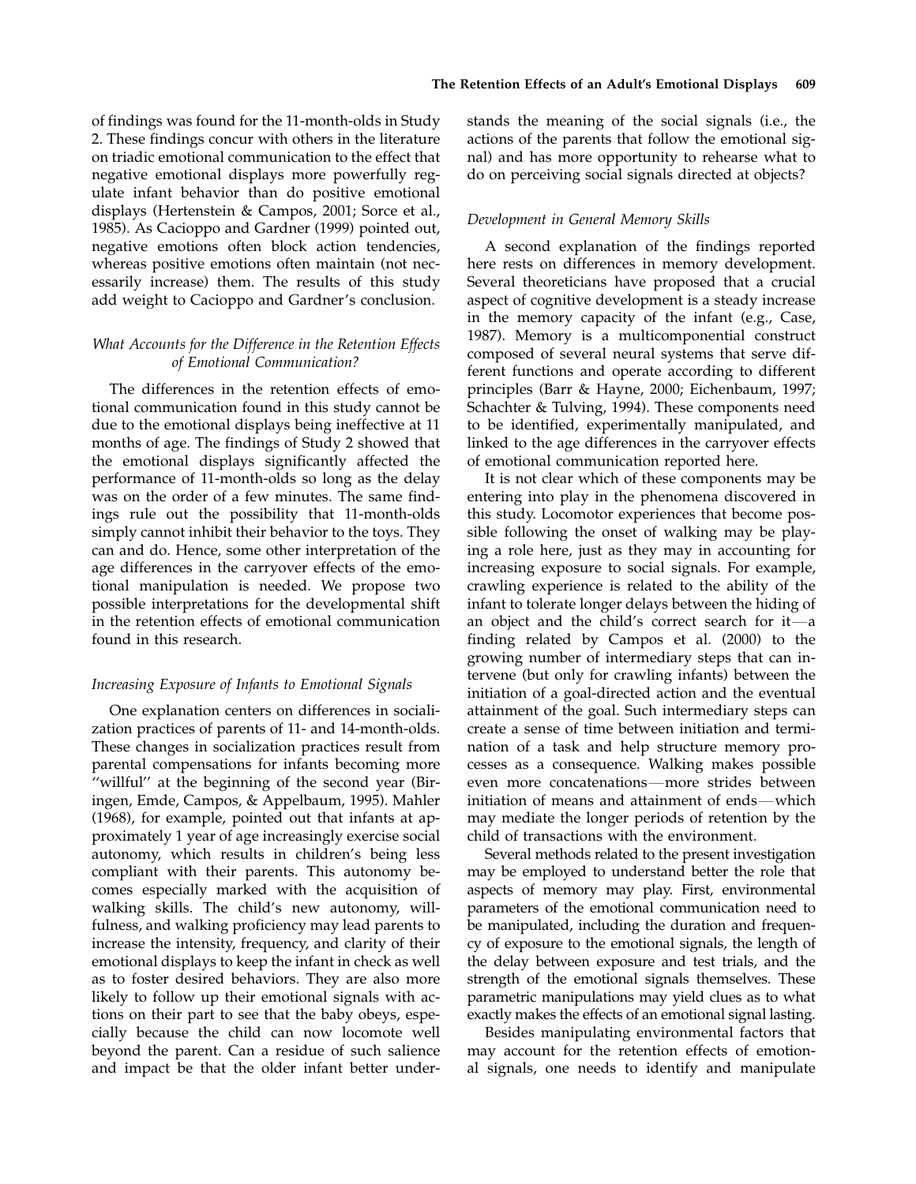of findings was found for the 11-month-olds in Study 2. These findings concur with others in the literature on triadic emotional communication to the effect that negative emotional displays more powerfully regulate infant behavior than do positive emotional displays (Hertenstein & Campos, 2001; Sorce et al., 1985). As Cacioppo and Gardner (1999) pointed out, negative emotions often block action tendencies, whereas positive emotions often maintain (not necessarily increase) them. The results of this study add weight to Cacioppo and Gardner's conclusion.

### *What Accounts for the Difference in the Retention Effects of Emotional Communication?*

The differences in the retention effects of emotional communication found in this study cannot be due to the emotional displays being ineffective at 11 months of age. The findings of Study 2 showed that the emotional displays significantly affected the performance of 11-month-olds so long as the delay was on the order of a few minutes. The same findings rule out the possibility that 11-month-olds simply cannot inhibit their behavior to the toys. They can and do. Hence, some other interpretation of the age differences in the carryover effects of the emotional manipulation is needed. We propose two possible interpretations for the developmental shift in the retention effects of emotional communication found in this research.

#### *Increasing Exposure of Infants to Emotional Signals*

One explanation centers on differences in socialization practices of parents of 11- and 14-month-olds. These changes in socialization practices result from parental compensations for infants becoming more ''willful'' at the beginning of the second year (Biringen, Emde, Campos, & Appelbaum, 1995). Mahler (1968), for example, pointed out that infants at approximately 1 year of age increasingly exercise social autonomy, which results in children's being less compliant with their parents. This autonomy becomes especially marked with the acquisition of walking skills. The child's new autonomy, willfulness, and walking proficiency may lead parents to increase the intensity, frequency, and clarity of their emotional displays to keep the infant in check as well as to foster desired behaviors. They are also more likely to follow up their emotional signals with actions on their part to see that the baby obeys, especially because the child can now locomote well beyond the parent. Can a residue of such salience and impact be that the older infant better understands the meaning of the social signals (i.e., the actions of the parents that follow the emotional signal) and has more opportunity to rehearse what to do on perceiving social signals directed at objects?

#### *Development in General Memory Skills*

A second explanation of the findings reported here rests on differences in memory development. Several theoreticians have proposed that a crucial aspect of cognitive development is a steady increase in the memory capacity of the infant (e.g., Case, 1987). Memory is a multicomponential construct composed of several neural systems that serve different functions and operate according to different principles (Barr & Hayne, 2000; Eichenbaum, 1997; Schachter & Tulving, 1994). These components need to be identified, experimentally manipulated, and linked to the age differences in the carryover effects of emotional communication reported here.

It is not clear which of these components may be entering into play in the phenomena discovered in this study. Locomotor experiences that become possible following the onset of walking may be playing a role here, just as they may in accounting for increasing exposure to social signals. For example, crawling experience is related to the ability of the infant to tolerate longer delays between the hiding of an object and the child's correct search for it—a finding related by Campos et al. (2000) to the growing number of intermediary steps that can intervene (but only for crawling infants) between the initiation of a goal-directed action and the eventual attainment of the goal. Such intermediary steps can create a sense of time between initiation and termination of a task and help structure memory processes as a consequence. Walking makes possible even more concatenations—more strides between initiation of means and attainment of ends—which may mediate the longer periods of retention by the child of transactions with the environment.

Several methods related to the present investigation may be employed to understand better the role that aspects of memory may play. First, environmental parameters of the emotional communication need to be manipulated, including the duration and frequency of exposure to the emotional signals, the length of the delay between exposure and test trials, and the strength of the emotional signals themselves. These parametric manipulations may yield clues as to what exactly makes the effects of an emotional signal lasting.

Besides manipulating environmental factors that may account for the retention effects of emotional signals, one needs to identify and manipulate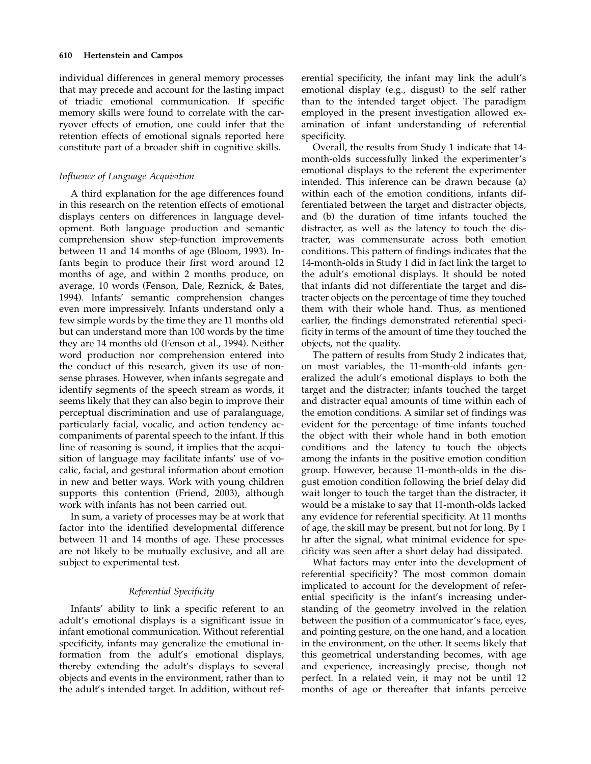individual differences in general memory processes that may precede and account for the lasting impact of triadic emotional communication. If specific memory skills were found to correlate with the carryover effects of emotion, one could infer that the retention effects of emotional signals reported here constitute part of a broader shift in cognitive skills.

### *Influence of Language Acquisition*

A third explanation for the age differences found in this research on the retention effects of emotional displays centers on differences in language development. Both language production and semantic comprehension show step-function improvements between 11 and 14 months of age (Bloom, 1993). Infants begin to produce their first word around 12 months of age, and within 2 months produce, on average, 10 words (Fenson, Dale, Reznick, & Bates, 1994). Infants' semantic comprehension changes even more impressively. Infants understand only a few simple words by the time they are 11 months old but can understand more than 100 words by the time they are 14 months old (Fenson et al., 1994). Neither word production nor comprehension entered into the conduct of this research, given its use of nonsense phrases. However, when infants segregate and identify segments of the speech stream as words, it seems likely that they can also begin to improve their perceptual discrimination and use of paralanguage, particularly facial, vocalic, and action tendency accompaniments of parental speech to the infant. If this line of reasoning is sound, it implies that the acquisition of language may facilitate infants' use of vocalic, facial, and gestural information about emotion in new and better ways. Work with young children supports this contention (Friend, 2003), although work with infants has not been carried out.

In sum, a variety of processes may be at work that factor into the identified developmental difference between 11 and 14 months of age. These processes are not likely to be mutually exclusive, and all are subject to experimental test.

## *Referential Specificity*

Infants' ability to link a specific referent to an adult's emotional displays is a significant issue in infant emotional communication. Without referential specificity, infants may generalize the emotional information from the adult's emotional displays, thereby extending the adult's displays to several objects and events in the environment, rather than to the adult's intended target. In addition, without referential specificity, the infant may link the adult's emotional display (e.g., disgust) to the self rather than to the intended target object. The paradigm employed in the present investigation allowed examination of infant understanding of referential specificity.

Overall, the results from Study 1 indicate that 14-month-olds successfully linked the experimenter's emotional displays to the referent the experimenter intended. This inference can be drawn because (a) within each of the emotion conditions, infants differentiated between the target and distracter objects, and (b) the duration of time infants touched the distracter, as well as the latency to touch the distracter, was commensurate across both emotion conditions. This pattern of findings indicates that the 14-month-olds in Study 1 did in fact link the target to the adult's emotional displays. It should be noted that infants did not differentiate the target and distracter objects on the percentage of time they touched them with their whole hand. Thus, as mentioned earlier, the findings demonstrated referential specificity in terms of the amount of time they touched the objects, not the quality.

The pattern of results from Study 2 indicates that, on most variables, the 11-month-old infants generalized the adult's emotional displays to both the target and the distracter; infants touched the target and distracter equal amounts of time within each of the emotion conditions. A similar set of findings was evident for the percentage of time infants touched the object with their whole hand in both emotion conditions and the latency to touch the objects among the infants in the positive emotion condition group. However, because 11-month-olds in the disgust emotion condition following the brief delay did wait longer to touch the target than the distracter, it would be a mistake to say that 11-month-olds lacked any evidence for referential specificity. At 11 months of age, the skill may be present, but not for long. By 1 hr after the signal, what minimal evidence for specificity was seen after a short delay had dissipated.

What factors may enter into the development of referential specificity? The most common domain implicated to account for the development of referential specificity is the infant's increasing understanding of the geometry involved in the relation between the position of a communicator's face, eyes, and pointing gesture, on the one hand, and a location in the environment, on the other. It seems likely that this geometrical understanding becomes, with age and experience, increasingly precise, though not perfect. In a related vein, it may not be until 12 months of age or thereafter that infants perceive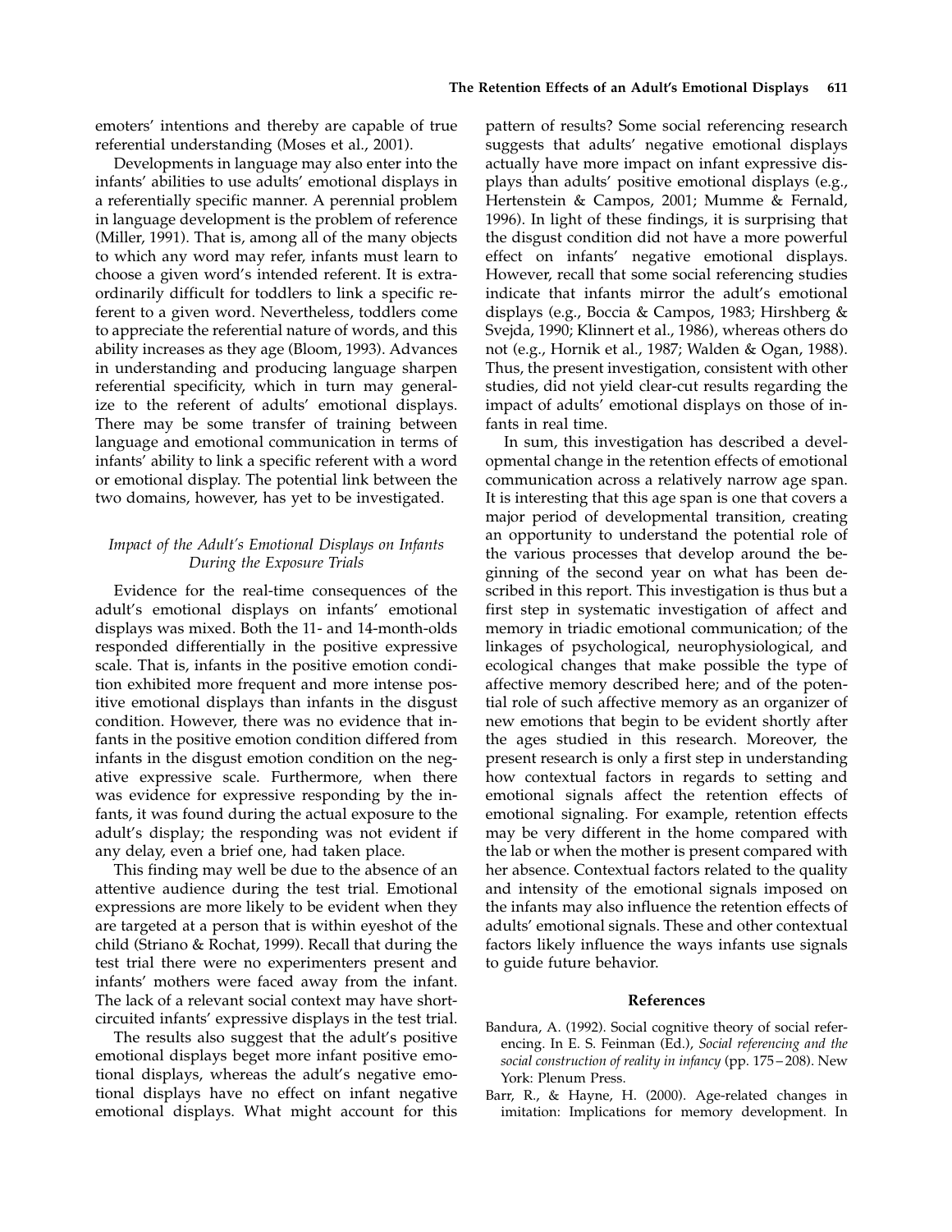emoters' intentions and thereby are capable of true referential understanding (Moses et al., 2001).

Developments in language may also enter into the infants' abilities to use adults' emotional displays in a referentially specific manner. A perennial problem in language development is the problem of reference (Miller, 1991). That is, among all of the many objects to which any word may refer, infants must learn to choose a given word's intended referent. It is extraordinarily difficult for toddlers to link a specific referent to a given word. Nevertheless, toddlers come to appreciate the referential nature of words, and this ability increases as they age (Bloom, 1993). Advances in understanding and producing language sharpen referential specificity, which in turn may generalize to the referent of adults' emotional displays. There may be some transfer of training between language and emotional communication in terms of infants' ability to link a specific referent with a word or emotional display. The potential link between the two domains, however, has yet to be investigated.

### *Impact of the Adult's Emotional Displays on Infants During the Exposure Trials*

Evidence for the real-time consequences of the adult's emotional displays on infants' emotional displays was mixed. Both the 11- and 14-month-olds responded differentially in the positive expressive scale. That is, infants in the positive emotion condition exhibited more frequent and more intense positive emotional displays than infants in the disgust condition. However, there was no evidence that infants in the positive emotion condition differed from infants in the disgust emotion condition on the negative expressive scale. Furthermore, when there was evidence for expressive responding by the infants, it was found during the actual exposure to the adult's display; the responding was not evident if any delay, even a brief one, had taken place.

This finding may well be due to the absence of an attentive audience during the test trial. Emotional expressions are more likely to be evident when they are targeted at a person that is within eyeshot of the child (Striano & Rochat, 1999). Recall that during the test trial there were no experimenters present and infants' mothers were faced away from the infant. The lack of a relevant social context may have short-circuited infants' expressive displays in the test trial.

The results also suggest that the adult's positive emotional displays beget more infant positive emotional displays, whereas the adult's negative emotional displays have no effect on infant negative emotional displays. What might account for this pattern of results? Some social referencing research suggests that adults' negative emotional displays actually have more impact on infant expressive displays than adults' positive emotional displays (e.g., Hertenstein & Campos, 2001; Mumme & Fernald, 1996). In light of these findings, it is surprising that the disgust condition did not have a more powerful effect on infants' negative emotional displays. However, recall that some social referencing studies indicate that infants mirror the adult's emotional displays (e.g., Boccia & Campos, 1983; Hirshberg & Svejda, 1990; Klinnert et al., 1986), whereas others do not (e.g., Hornik et al., 1987; Walden & Ogan, 1988). Thus, the present investigation, consistent with other studies, did not yield clear-cut results regarding the impact of adults' emotional displays on those of infants in real time.

In sum, this investigation has described a developmental change in the retention effects of emotional communication across a relatively narrow age span. It is interesting that this age span is one that covers a major period of developmental transition, creating an opportunity to understand the potential role of the various processes that develop around the beginning of the second year on what has been described in this report. This investigation is thus but a first step in systematic investigation of affect and memory in triadic emotional communication; of the linkages of psychological, neurophysiological, and ecological changes that make possible the type of affective memory described here; and of the potential role of such affective memory as an organizer of new emotions that begin to be evident shortly after the ages studied in this research. Moreover, the present research is only a first step in understanding how contextual factors in regards to setting and emotional signals affect the retention effects of emotional signaling. For example, retention effects may be very different in the home compared with the lab or when the mother is present compared with her absence. Contextual factors related to the quality and intensity of the emotional signals imposed on the infants may also influence the retention effects of adults' emotional signals. These and other contextual factors likely influence the ways infants use signals to guide future behavior.

## References

Bandura, A. (1992). Social cognitive theory of social referencing. In E. S. Feinman (Ed.), *Social referencing and the social construction of reality in infancy* (pp. 175–208). New York: Plenum Press.

Barr, R., & Hayne, H. (2000). Age-related changes in imitation: Implications for memory development. In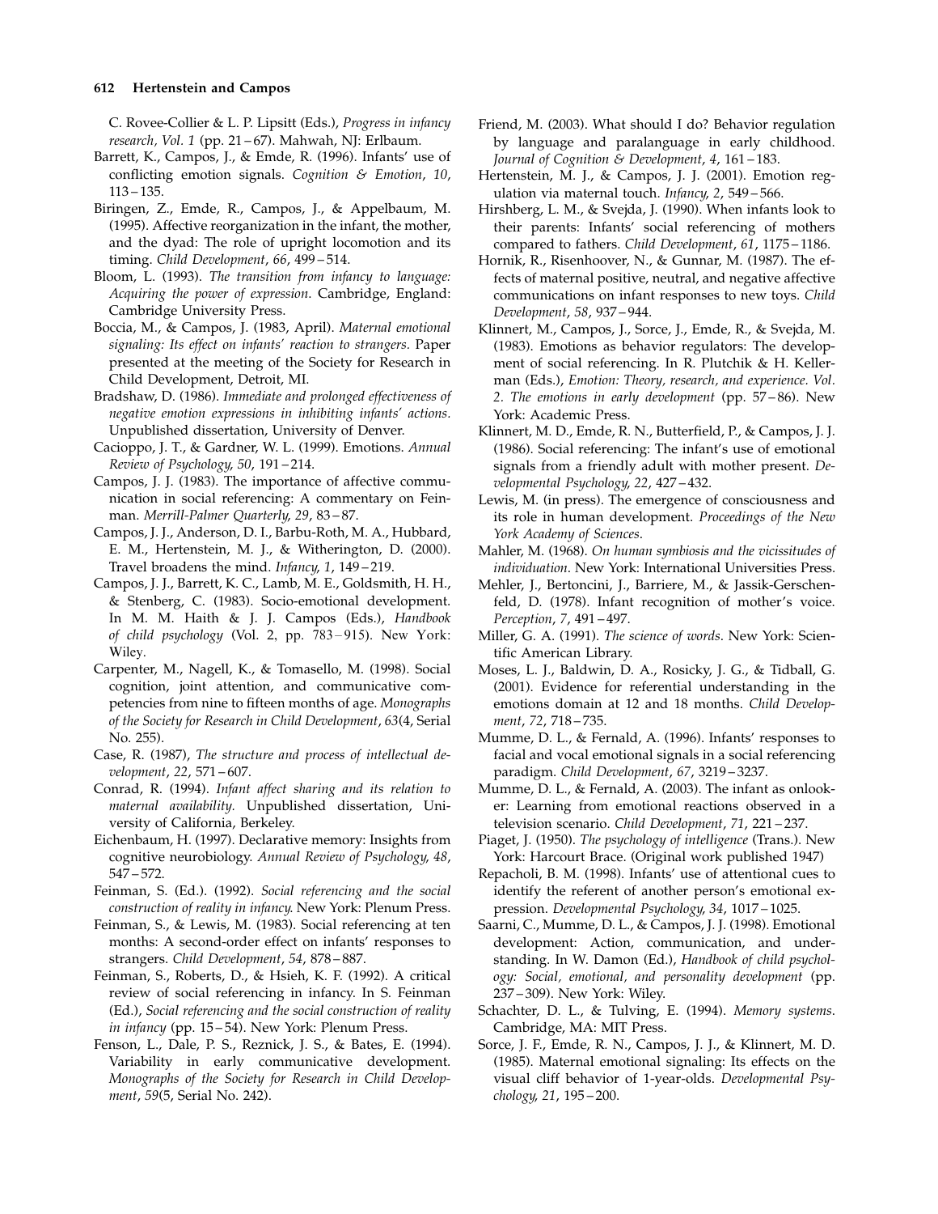C. Rovee-Collier & L. P. Lipsitt (Eds.), *Progress in infancy research, Vol. 1* (pp. 21–67). Mahwah, NJ: Erlbaum.

Barrett, K., Campos, J., & Emde, R. (1996). Infants' use of conflicting emotion signals. *Cognition & Emotion*, *10*, 113–135.

Biringen, Z., Emde, R., Campos, J., & Appelbaum, M. (1995). Affective reorganization in the infant, the mother, and the dyad: The role of upright locomotion and its timing. *Child Development*, *66*, 499–514.

Bloom, L. (1993). *The transition from infancy to language: Acquiring the power of expression*. Cambridge, England: Cambridge University Press.

Boccia, M., & Campos, J. (1983, April). *Maternal emotional signaling: Its effect on infants' reaction to strangers*. Paper presented at the meeting of the Society for Research in Child Development, Detroit, MI.

Bradshaw, D. (1986). *Immediate and prolonged effectiveness of negative emotion expressions in inhibiting infants' actions.* Unpublished dissertation, University of Denver.

Cacioppo, J. T., & Gardner, W. L. (1999). Emotions. *Annual Review of Psychology*, *50*, 191–214.

Campos, J. J. (1983). The importance of affective communication in social referencing: A commentary on Feinman. *Merrill-Palmer Quarterly*, *29*, 83–87.

Campos, J. J., Anderson, D. I., Barbu-Roth, M. A., Hubbard, E. M., Hertenstein, M. J., & Witherington, D. (2000). Travel broadens the mind. *Infancy*, *1*, 149–219.

Campos, J. J., Barrett, K. C., Lamb, M. E., Goldsmith, H. H., & Stenberg, C. (1983). Socio-emotional development. In M. M. Haith & J. J. Campos (Eds.), *Handbook of child psychology* (Vol. 2, pp. 783–915). New York: Wiley.

Carpenter, M., Nagell, K., & Tomasello, M. (1998). Social cognition, joint attention, and communicative competencies from nine to fifteen months of age. *Monographs of the Society for Research in Child Development*, *63*(4, Serial No. 255).

Case, R. (1987), *The structure and process of intellectual development*, *22*, 571–607.

Conrad, R. (1994). *Infant affect sharing and its relation to maternal availability.* Unpublished dissertation, University of California, Berkeley.

Eichenbaum, H. (1997). Declarative memory: Insights from cognitive neurobiology. *Annual Review of Psychology*, *48*, 547–572.

Feinman, S. (Ed.). (1992). *Social referencing and the social construction of reality in infancy.* New York: Plenum Press.

Feinman, S., & Lewis, M. (1983). Social referencing at ten months: A second-order effect on infants' responses to strangers. *Child Development*, *54*, 878–887.

Feinman, S., Roberts, D., & Hsieh, K. F. (1992). A critical review of social referencing in infancy. In S. Feinman (Ed.), *Social referencing and the social construction of reality in infancy* (pp. 15–54). New York: Plenum Press.

Fenson, L., Dale, P. S., Reznick, J. S., & Bates, E. (1994). Variability in early communicative development. *Monographs of the Society for Research in Child Development*, *59*(5, Serial No. 242).

Friend, M. (2003). What should I do? Behavior regulation by language and paralanguage in early childhood. *Journal of Cognition & Development*, *4*, 161–183.

Hertenstein, M. J., & Campos, J. J. (2001). Emotion regulation via maternal touch. *Infancy*, *2*, 549–566.

Hirshberg, L. M., & Svejda, J. (1990). When infants look to their parents: Infants' social referencing of mothers compared to fathers. *Child Development*, *61*, 1175–1186.

Hornik, R., Risenhoover, N., & Gunnar, M. (1987). The effects of maternal positive, neutral, and negative affective communications on infant responses to new toys. *Child Development*, *58*, 937–944.

Klinnert, M., Campos, J., Sorce, J., Emde, R., & Svejda, M. (1983). Emotions as behavior regulators: The development of social referencing. In R. Plutchik & H. Kellerman (Eds.), *Emotion: Theory, research, and experience. Vol. 2. The emotions in early development* (pp. 57–86). New York: Academic Press.

Klinnert, M. D., Emde, R. N., Butterfield, P., & Campos, J. J. (1986). Social referencing: The infant's use of emotional signals from a friendly adult with mother present. *Developmental Psychology*, *22*, 427–432.

Lewis, M. (in press). The emergence of consciousness and its role in human development. *Proceedings of the New York Academy of Sciences*.

Mahler, M. (1968). *On human symbiosis and the vicissitudes of individuation*. New York: International Universities Press.

Mehler, J., Bertoncini, J., Barriere, M., & Jassik-Gerschenfeld, D. (1978). Infant recognition of mother's voice. *Perception*, *7*, 491–497.

Miller, G. A. (1991). *The science of words*. New York: Scientific American Library.

Moses, L. J., Baldwin, D. A., Rosicky, J. G., & Tidball, G. (2001). Evidence for referential understanding in the emotions domain at 12 and 18 months. *Child Development*, *72*, 718–735.

Mumme, D. L., & Fernald, A. (1996). Infants' responses to facial and vocal emotional signals in a social referencing paradigm. *Child Development*, *67*, 3219–3237.

Mumme, D. L., & Fernald, A. (2003). The infant as onlooker: Learning from emotional reactions observed in a television scenario. *Child Development*, *71*, 221–237.

Piaget, J. (1950). *The psychology of intelligence* (Trans.). New York: Harcourt Brace. (Original work published 1947)

Repacholi, B. M. (1998). Infants' use of attentional cues to identify the referent of another person's emotional expression. *Developmental Psychology*, *34*, 1017–1025.

Saarni, C., Mumme, D. L., & Campos, J. J. (1998). Emotional development: Action, communication, and understanding. In W. Damon (Ed.), *Handbook of child psychology: Social, emotional, and personality development* (pp. 237–309). New York: Wiley.

Schachter, D. L., & Tulving, E. (1994). *Memory systems.* Cambridge, MA: MIT Press.

Sorce, J. F., Emde, R. N., Campos, J. J., & Klinnert, M. D. (1985). Maternal emotional signaling: Its effects on the visual cliff behavior of 1-year-olds. *Developmental Psychology*, *21*, 195–200.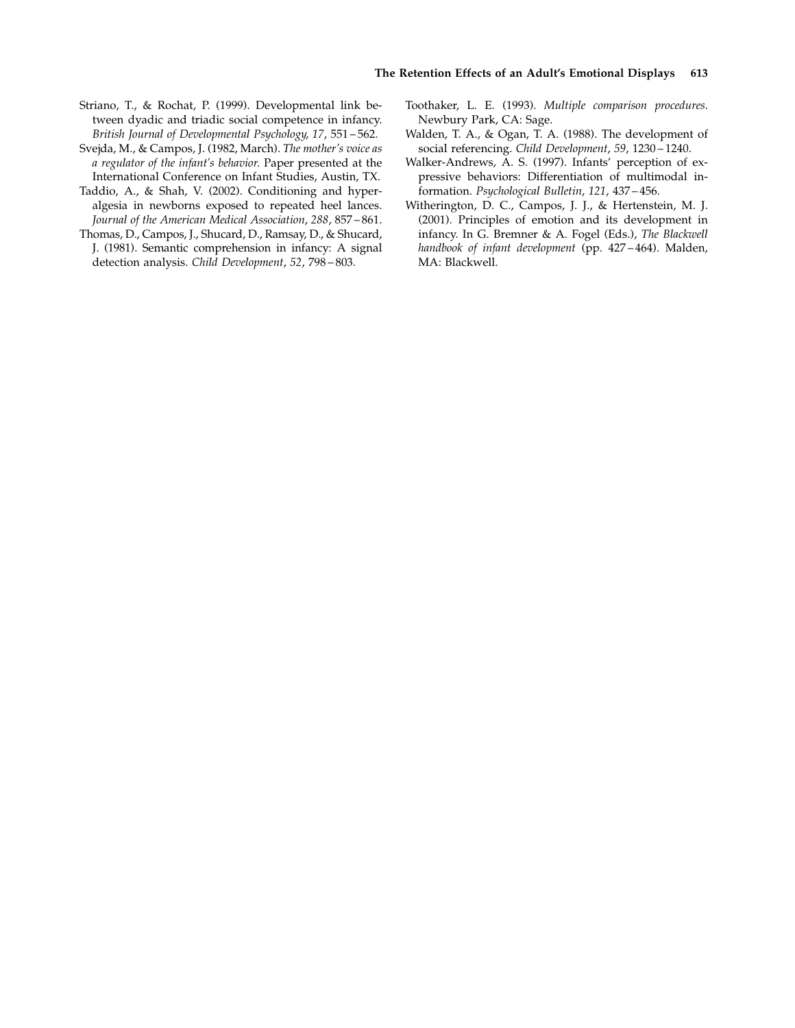Striano, T., & Rochat, P. (1999). Developmental link between dyadic and triadic social competence in infancy. *British Journal of Developmental Psychology, 17*, 551–562.

Svejda, M., & Campos, J. (1982, March). *The mother's voice as a regulator of the infant's behavior.* Paper presented at the International Conference on Infant Studies, Austin, TX.

Taddio, A., & Shah, V. (2002). Conditioning and hyperalgesia in newborns exposed to repeated heel lances. *Journal of the American Medical Association, 288*, 857–861.

Thomas, D., Campos, J., Shucard, D., Ramsay, D., & Shucard, J. (1981). Semantic comprehension in infancy: A signal detection analysis. *Child Development, 52*, 798–803.

Toothaker, L. E. (1993). *Multiple comparison procedures*. Newbury Park, CA: Sage.

Walden, T. A., & Ogan, T. A. (1988). The development of social referencing. *Child Development, 59*, 1230–1240.

Walker-Andrews, A. S. (1997). Infants' perception of expressive behaviors: Differentiation of multimodal information. *Psychological Bulletin, 121*, 437–456.

Witherington, D. C., Campos, J. J., & Hertenstein, M. J. (2001). Principles of emotion and its development in infancy. In G. Bremner & A. Fogel (Eds.), *The Blackwell handbook of infant development* (pp. 427–464). Malden, MA: Blackwell.